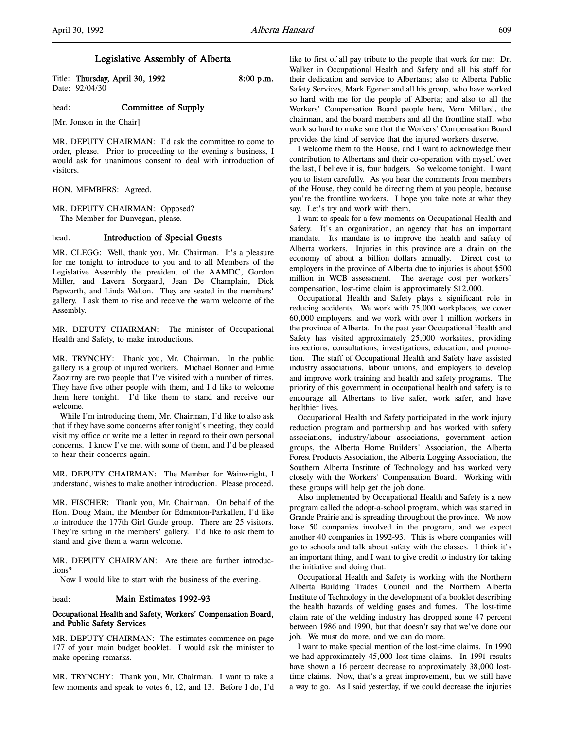# Legislative Assembly of Alberta

Title: **Thursday, April 30, 1992** **8:00 p.m.**
Date: 92/04/30

head: **Committee of Supply**

[Mr. Jonson in the Chair]

MR. DEPUTY CHAIRMAN: I'd ask the committee to come to order, please. Prior to proceeding to the evening's business, I would ask for unanimous consent to deal with introduction of visitors.

HON. MEMBERS: Agreed.

MR. DEPUTY CHAIRMAN: Opposed?
The Member for Dunvegan, please.

head: **Introduction of Special Guests**

MR. CLEGG: Well, thank you, Mr. Chairman. It's a pleasure for me tonight to introduce to you and to all Members of the Legislative Assembly the president of the AAMDC, Gordon Miller, and Lavern Sorgaard, Jean De Champlain, Dick Papworth, and Linda Walton. They are seated in the members' gallery. I ask them to rise and receive the warm welcome of the Assembly.

MR. DEPUTY CHAIRMAN: The minister of Occupational Health and Safety, to make introductions.

MR. TRYNCHY: Thank you, Mr. Chairman. In the public gallery is a group of injured workers. Michael Bonner and Ernie Zaozirny are two people that I've visited with a number of times. They have five other people with them, and I'd like to welcome them here tonight. I'd like them to stand and receive our welcome.

While I'm introducing them, Mr. Chairman, I'd like to also ask that if they have some concerns after tonight's meeting, they could visit my office or write me a letter in regard to their own personal concerns. I know I've met with some of them, and I'd be pleased to hear their concerns again.

MR. DEPUTY CHAIRMAN: The Member for Wainwright, I understand, wishes to make another introduction. Please proceed.

MR. FISCHER: Thank you, Mr. Chairman. On behalf of the Hon. Doug Main, the Member for Edmonton-Parkallen, I'd like to introduce the 177th Girl Guide group. There are 25 visitors. They're sitting in the members' gallery. I'd like to ask them to stand and give them a warm welcome.

MR. DEPUTY CHAIRMAN: Are there are further introductions?
Now I would like to start with the business of the evening.

head: **Main Estimates 1992-93**

**Occupational Health and Safety, Workers' Compensation Board, and Public Safety Services**

MR. DEPUTY CHAIRMAN: The estimates commence on page 177 of your main budget booklet. I would ask the minister to make opening remarks.

MR. TRYNCHY: Thank you, Mr. Chairman. I want to take a few moments and speak to votes 6, 12, and 13. Before I do, I'd like to first of all pay tribute to the people that work for me: Dr. Walker in Occupational Health and Safety and all his staff for their dedication and service to Albertans; also to Alberta Public Safety Services, Mark Egener and all his group, who have worked so hard with me for the people of Alberta; and also to all the Workers' Compensation Board people here, Vern Millard, the chairman, and the board members and all the frontline staff, who work so hard to make sure that the Workers' Compensation Board provides the kind of service that the injured workers deserve.

I welcome them to the House, and I want to acknowledge their contribution to Albertans and their co-operation with myself over the last, I believe it is, four budgets. So welcome tonight. I want you to listen carefully. As you hear the comments from members of the House, they could be directing them at you people, because you're the frontline workers. I hope you take note at what they say. Let's try and work with them.

I want to speak for a few moments on Occupational Health and Safety. It's an organization, an agency that has an important mandate. Its mandate is to improve the health and safety of Alberta workers. Injuries in this province are a drain on the economy of about a billion dollars annually. Direct cost to employers in the province of Alberta due to injuries is about $500 million in WCB assessment. The average cost per workers' compensation, lost-time claim is approximately $12,000.

Occupational Health and Safety plays a significant role in reducing accidents. We work with 75,000 workplaces, we cover 60,000 employers, and we work with over 1 million workers in the province of Alberta. In the past year Occupational Health and Safety has visited approximately 25,000 worksites, providing inspections, consultations, investigations, education, and promotion. The staff of Occupational Health and Safety have assisted industry associations, labour unions, and employers to develop and improve work training and health and safety programs. The priority of this government in occupational health and safety is to encourage all Albertans to live safer, work safer, and have healthier lives.

Occupational Health and Safety participated in the work injury reduction program and partnership and has worked with safety associations, industry/labour associations, government action groups, the Alberta Home Builders' Association, the Alberta Forest Products Association, the Alberta Logging Association, the Southern Alberta Institute of Technology and has worked very closely with the Workers' Compensation Board. Working with these groups will help get the job done.

Also implemented by Occupational Health and Safety is a new program called the adopt-a-school program, which was started in Grande Prairie and is spreading throughout the province. We now have 50 companies involved in the program, and we expect another 40 companies in 1992-93. This is where companies will go to schools and talk about safety with the classes. I think it's an important thing, and I want to give credit to industry for taking the initiative and doing that.

Occupational Health and Safety is working with the Northern Alberta Building Trades Council and the Northern Alberta Institute of Technology in the development of a booklet describing the health hazards of welding gases and fumes. The lost-time claim rate of the welding industry has dropped some 47 percent between 1986 and 1990, but that doesn't say that we've done our job. We must do more, and we can do more.

I want to make special mention of the lost-time claims. In 1990 we had approximately 45,000 lost-time claims. In 1991 results have shown a 16 percent decrease to approximately 38,000 lost-time claims. Now, that's a great improvement, but we still have a way to go. As I said yesterday, if we could decrease the injuries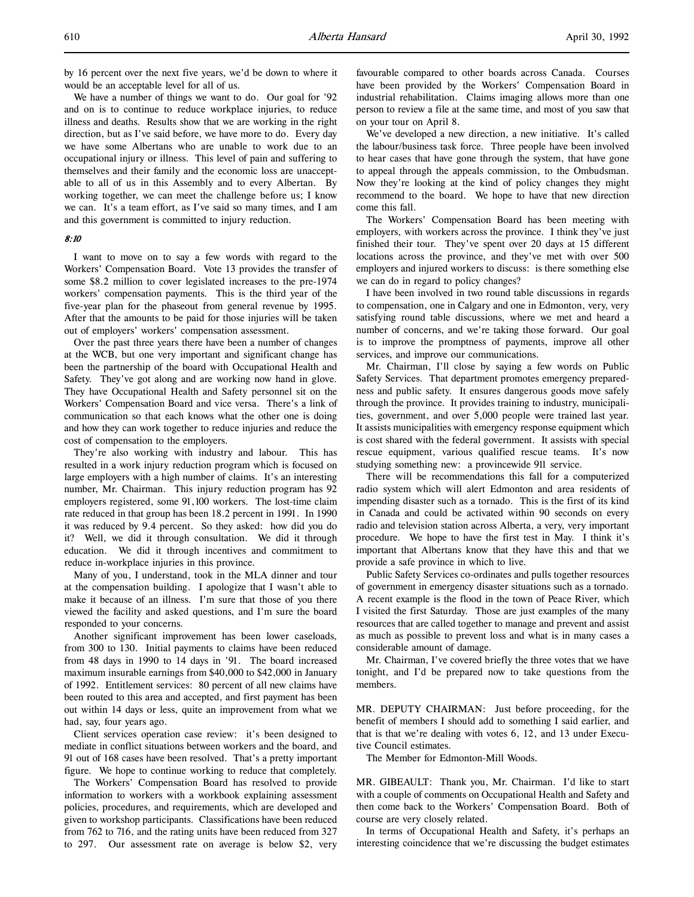by 16 percent over the next five years, we'd be down to where it would be an acceptable level for all of us.

We have a number of things we want to do. Our goal for '92 and on is to continue to reduce workplace injuries, to reduce illness and deaths. Results show that we are working in the right direction, but as I've said before, we have more to do. Every day we have some Albertans who are unable to work due to an occupational injury or illness. This level of pain and suffering to themselves and their family and the economic loss are unacceptable to all of us in this Assembly and to every Albertan. By working together, we can meet the challenge before us; I know we can. It's a team effort, as I've said so many times, and I am and this government is committed to injury reduction.

*8:10*

I want to move on to say a few words with regard to the Workers' Compensation Board. Vote 13 provides the transfer of some $8.2 million to cover legislated increases to the pre-1974 workers' compensation payments. This is the third year of the five-year plan for the phaseout from general revenue by 1995. After that the amounts to be paid for those injuries will be taken out of employers' workers' compensation assessment.

Over the past three years there have been a number of changes at the WCB, but one very important and significant change has been the partnership of the board with Occupational Health and Safety. They've got along and are working now hand in glove. They have Occupational Health and Safety personnel sit on the Workers' Compensation Board and vice versa. There's a link of communication so that each knows what the other one is doing and how they can work together to reduce injuries and reduce the cost of compensation to the employers.

They're also working with industry and labour. This has resulted in a work injury reduction program which is focused on large employers with a high number of claims. It's an interesting number, Mr. Chairman. This injury reduction program has 92 employers registered, some 91,100 workers. The lost-time claim rate reduced in that group has been 18.2 percent in 1991. In 1990 it was reduced by 9.4 percent. So they asked: how did you do it? Well, we did it through consultation. We did it through education. We did it through incentives and commitment to reduce in-workplace injuries in this province.

Many of you, I understand, took in the MLA dinner and tour at the compensation building. I apologize that I wasn't able to make it because of an illness. I'm sure that those of you there viewed the facility and asked questions, and I'm sure the board responded to your concerns.

Another significant improvement has been lower caseloads, from 300 to 130. Initial payments to claims have been reduced from 48 days in 1990 to 14 days in '91. The board increased maximum insurable earnings from $40,000 to $42,000 in January of 1992. Entitlement services: 80 percent of all new claims have been routed to this area and accepted, and first payment has been out within 14 days or less, quite an improvement from what we had, say, four years ago.

Client services operation case review: it's been designed to mediate in conflict situations between workers and the board, and 91 out of 168 cases have been resolved. That's a pretty important figure. We hope to continue working to reduce that completely.

The Workers' Compensation Board has resolved to provide information to workers with a workbook explaining assessment policies, procedures, and requirements, which are developed and given to workshop participants. Classifications have been reduced from 762 to 716, and the rating units have been reduced from 327 to 297. Our assessment rate on average is below $2, very favourable compared to other boards across Canada. Courses have been provided by the Workers' Compensation Board in industrial rehabilitation. Claims imaging allows more than one person to review a file at the same time, and most of you saw that on your tour on April 8.

We've developed a new direction, a new initiative. It's called the labour/business task force. Three people have been involved to hear cases that have gone through the system, that have gone to appeal through the appeals commission, to the Ombudsman. Now they're looking at the kind of policy changes they might recommend to the board. We hope to have that new direction come this fall.

The Workers' Compensation Board has been meeting with employers, with workers across the province. I think they've just finished their tour. They've spent over 20 days at 15 different locations across the province, and they've met with over 500 employers and injured workers to discuss: is there something else we can do in regard to policy changes?

I have been involved in two round table discussions in regards to compensation, one in Calgary and one in Edmonton, very, very satisfying round table discussions, where we met and heard a number of concerns, and we're taking those forward. Our goal is to improve the promptness of payments, improve all other services, and improve our communications.

Mr. Chairman, I'll close by saying a few words on Public Safety Services. That department promotes emergency preparedness and public safety. It ensures dangerous goods move safely through the province. It provides training to industry, municipalities, government, and over 5,000 people were trained last year. It assists municipalities with emergency response equipment which is cost shared with the federal government. It assists with special rescue equipment, various qualified rescue teams. It's now studying something new: a provincewide 911 service.

There will be recommendations this fall for a computerized radio system which will alert Edmonton and area residents of impending disaster such as a tornado. This is the first of its kind in Canada and could be activated within 90 seconds on every radio and television station across Alberta, a very, very important procedure. We hope to have the first test in May. I think it's important that Albertans know that they have this and that we provide a safe province in which to live.

Public Safety Services co-ordinates and pulls together resources of government in emergency disaster situations such as a tornado. A recent example is the flood in the town of Peace River, which I visited the first Saturday. Those are just examples of the many resources that are called together to manage and prevent and assist as much as possible to prevent loss and what is in many cases a considerable amount of damage.

Mr. Chairman, I've covered briefly the three votes that we have tonight, and I'd be prepared now to take questions from the members.

MR. DEPUTY CHAIRMAN: Just before proceeding, for the benefit of members I should add to something I said earlier, and that is that we're dealing with votes 6, 12, and 13 under Executive Council estimates.

The Member for Edmonton-Mill Woods.

MR. GIBEAULT: Thank you, Mr. Chairman. I'd like to start with a couple of comments on Occupational Health and Safety and then come back to the Workers' Compensation Board. Both of course are very closely related.

In terms of Occupational Health and Safety, it's perhaps an interesting coincidence that we're discussing the budget estimates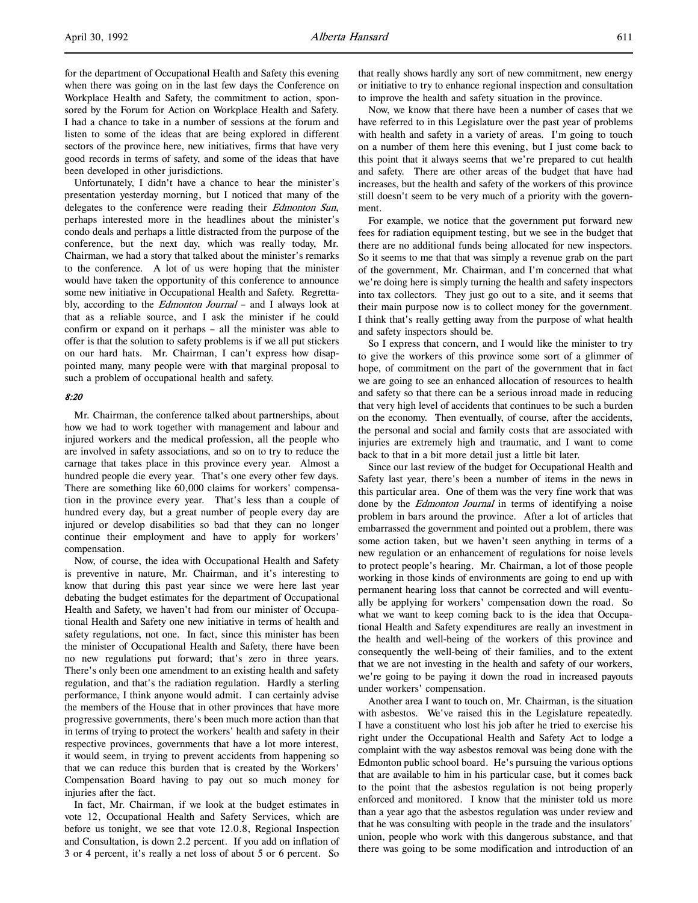for the department of Occupational Health and Safety this evening when there was going on in the last few days the Conference on Workplace Health and Safety, the commitment to action, sponsored by the Forum for Action on Workplace Health and Safety. I had a chance to take in a number of sessions at the forum and listen to some of the ideas that are being explored in different sectors of the province here, new initiatives, firms that have very good records in terms of safety, and some of the ideas that have been developed in other jurisdictions.

Unfortunately, I didn't have a chance to hear the minister's presentation yesterday morning, but I noticed that many of the delegates to the conference were reading their *Edmonton Sun*, perhaps interested more in the headlines about the minister's condo deals and perhaps a little distracted from the purpose of the conference, but the next day, which was really today, Mr. Chairman, we had a story that talked about the minister's remarks to the conference. A lot of us were hoping that the minister would have taken the opportunity of this conference to announce some new initiative in Occupational Health and Safety. Regrettably, according to the *Edmonton Journal* – and I always look at that as a reliable source, and I ask the minister if he could confirm or expand on it perhaps – all the minister was able to offer is that the solution to safety problems is if we all put stickers on our hard hats. Mr. Chairman, I can't express how disappointed many, many people were with that marginal proposal to such a problem of occupational health and safety.

### 8:20

Mr. Chairman, the conference talked about partnerships, about how we had to work together with management and labour and injured workers and the medical profession, all the people who are involved in safety associations, and so on to try to reduce the carnage that takes place in this province every year. Almost a hundred people die every year. That's one every other few days. There are something like 60,000 claims for workers' compensation in the province every year. That's less than a couple of hundred every day, but a great number of people every day are injured or develop disabilities so bad that they can no longer continue their employment and have to apply for workers' compensation.

Now, of course, the idea with Occupational Health and Safety is preventive in nature, Mr. Chairman, and it's interesting to know that during this past year since we were here last year debating the budget estimates for the department of Occupational Health and Safety, we haven't had from our minister of Occupational Health and Safety one new initiative in terms of health and safety regulations, not one. In fact, since this minister has been the minister of Occupational Health and Safety, there have been no new regulations put forward; that's zero in three years. There's only been one amendment to an existing health and safety regulation, and that's the radiation regulation. Hardly a sterling performance, I think anyone would admit. I can certainly advise the members of the House that in other provinces that have more progressive governments, there's been much more action than that in terms of trying to protect the workers' health and safety in their respective provinces, governments that have a lot more interest, it would seem, in trying to prevent accidents from happening so that we can reduce this burden that is created by the Workers' Compensation Board having to pay out so much money for injuries after the fact.

In fact, Mr. Chairman, if we look at the budget estimates in vote 12, Occupational Health and Safety Services, which are before us tonight, we see that vote 12.0.8, Regional Inspection and Consultation, is down 2.2 percent. If you add on inflation of 3 or 4 percent, it's really a net loss of about 5 or 6 percent. So that really shows hardly any sort of new commitment, new energy or initiative to try to enhance regional inspection and consultation to improve the health and safety situation in the province.

Now, we know that there have been a number of cases that we have referred to in this Legislature over the past year of problems with health and safety in a variety of areas. I'm going to touch on a number of them here this evening, but I just come back to this point that it always seems that we're prepared to cut health and safety. There are other areas of the budget that have had increases, but the health and safety of the workers of this province still doesn't seem to be very much of a priority with the government.

For example, we notice that the government put forward new fees for radiation equipment testing, but we see in the budget that there are no additional funds being allocated for new inspectors. So it seems to me that that was simply a revenue grab on the part of the government, Mr. Chairman, and I'm concerned that what we're doing here is simply turning the health and safety inspectors into tax collectors. They just go out to a site, and it seems that their main purpose now is to collect money for the government. I think that's really getting away from the purpose of what health and safety inspectors should be.

So I express that concern, and I would like the minister to try to give the workers of this province some sort of a glimmer of hope, of commitment on the part of the government that in fact we are going to see an enhanced allocation of resources to health and safety so that there can be a serious inroad made in reducing that very high level of accidents that continues to be such a burden on the economy. Then eventually, of course, after the accidents, the personal and social and family costs that are associated with injuries are extremely high and traumatic, and I want to come back to that in a bit more detail just a little bit later.

Since our last review of the budget for Occupational Health and Safety last year, there's been a number of items in the news in this particular area. One of them was the very fine work that was done by the *Edmonton Journal* in terms of identifying a noise problem in bars around the province. After a lot of articles that embarrassed the government and pointed out a problem, there was some action taken, but we haven't seen anything in terms of a new regulation or an enhancement of regulations for noise levels to protect people's hearing. Mr. Chairman, a lot of those people working in those kinds of environments are going to end up with permanent hearing loss that cannot be corrected and will eventually be applying for workers' compensation down the road. So what we want to keep coming back to is the idea that Occupational Health and Safety expenditures are really an investment in the health and well-being of the workers of this province and consequently the well-being of their families, and to the extent that we are not investing in the health and safety of our workers, we're going to be paying it down the road in increased payouts under workers' compensation.

Another area I want to touch on, Mr. Chairman, is the situation with asbestos. We've raised this in the Legislature repeatedly. I have a constituent who lost his job after he tried to exercise his right under the Occupational Health and Safety Act to lodge a complaint with the way asbestos removal was being done with the Edmonton public school board. He's pursuing the various options that are available to him in his particular case, but it comes back to the point that the asbestos regulation is not being properly enforced and monitored. I know that the minister told us more than a year ago that the asbestos regulation was under review and that he was consulting with people in the trade and the insulators' union, people who work with this dangerous substance, and that there was going to be some modification and introduction of an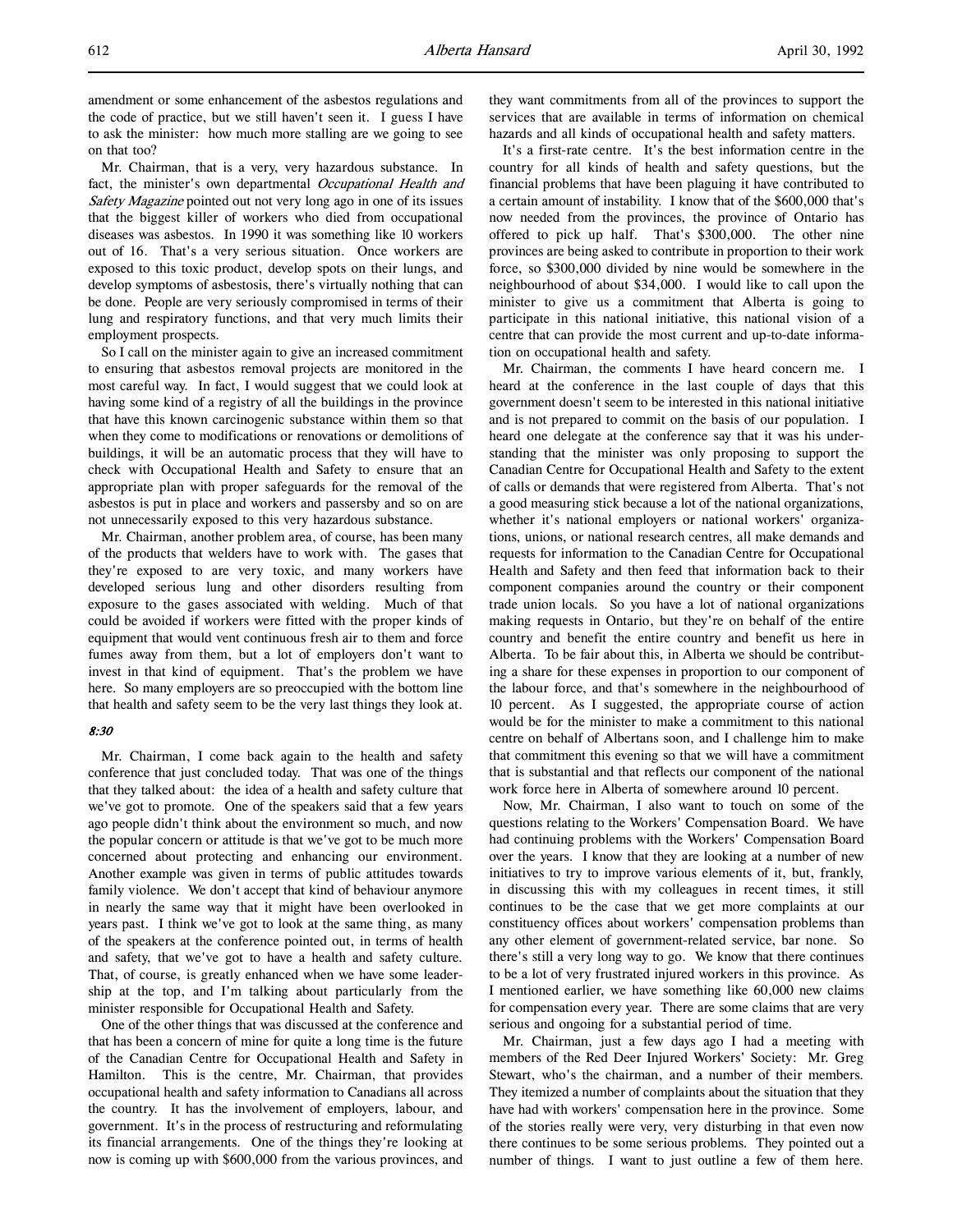amendment or some enhancement of the asbestos regulations and the code of practice, but we still haven't seen it. I guess I have to ask the minister: how much more stalling are we going to see on that too?

Mr. Chairman, that is a very, very hazardous substance. In fact, the minister's own departmental *Occupational Health and Safety Magazine* pointed out not very long ago in one of its issues that the biggest killer of workers who died from occupational diseases was asbestos. In 1990 it was something like 10 workers out of 16. That's a very serious situation. Once workers are exposed to this toxic product, develop spots on their lungs, and develop symptoms of asbestosis, there's virtually nothing that can be done. People are very seriously compromised in terms of their lung and respiratory functions, and that very much limits their employment prospects.

So I call on the minister again to give an increased commitment to ensuring that asbestos removal projects are monitored in the most careful way. In fact, I would suggest that we could look at having some kind of a registry of all the buildings in the province that have this known carcinogenic substance within them so that when they come to modifications or renovations or demolitions of buildings, it will be an automatic process that they will have to check with Occupational Health and Safety to ensure that an appropriate plan with proper safeguards for the removal of the asbestos is put in place and workers and passersby and so on are not unnecessarily exposed to this very hazardous substance.

Mr. Chairman, another problem area, of course, has been many of the products that welders have to work with. The gases that they're exposed to are very toxic, and many workers have developed serious lung and other disorders resulting from exposure to the gases associated with welding. Much of that could be avoided if workers were fitted with the proper kinds of equipment that would vent continuous fresh air to them and force fumes away from them, but a lot of employers don't want to invest in that kind of equipment. That's the problem we have here. So many employers are so preoccupied with the bottom line that health and safety seem to be the very last things they look at.

*8:30*

Mr. Chairman, I come back again to the health and safety conference that just concluded today. That was one of the things that they talked about: the idea of a health and safety culture that we've got to promote. One of the speakers said that a few years ago people didn't think about the environment so much, and now the popular concern or attitude is that we've got to be much more concerned about protecting and enhancing our environment. Another example was given in terms of public attitudes towards family violence. We don't accept that kind of behaviour anymore in nearly the same way that it might have been overlooked in years past. I think we've got to look at the same thing, as many of the speakers at the conference pointed out, in terms of health and safety, that we've got to have a health and safety culture. That, of course, is greatly enhanced when we have some leadership at the top, and I'm talking about particularly from the minister responsible for Occupational Health and Safety.

One of the other things that was discussed at the conference and that has been a concern of mine for quite a long time is the future of the Canadian Centre for Occupational Health and Safety in Hamilton. This is the centre, Mr. Chairman, that provides occupational health and safety information to Canadians all across the country. It has the involvement of employers, labour, and government. It's in the process of restructuring and reformulating its financial arrangements. One of the things they're looking at now is coming up with $600,000 from the various provinces, and they want commitments from all of the provinces to support the services that are available in terms of information on chemical hazards and all kinds of occupational health and safety matters.

It's a first-rate centre. It's the best information centre in the country for all kinds of health and safety questions, but the financial problems that have been plaguing it have contributed to a certain amount of instability. I know that of the $600,000 that's now needed from the provinces, the province of Ontario has offered to pick up half. That's $300,000. The other nine provinces are being asked to contribute in proportion to their work force, so $300,000 divided by nine would be somewhere in the neighbourhood of about $34,000. I would like to call upon the minister to give us a commitment that Alberta is going to participate in this national initiative, this national vision of a centre that can provide the most current and up-to-date information on occupational health and safety.

Mr. Chairman, the comments I have heard concern me. I heard at the conference in the last couple of days that this government doesn't seem to be interested in this national initiative and is not prepared to commit on the basis of our population. I heard one delegate at the conference say that it was his understanding that the minister was only proposing to support the Canadian Centre for Occupational Health and Safety to the extent of calls or demands that were registered from Alberta. That's not a good measuring stick because a lot of the national organizations, whether it's national employers or national workers' organizations, unions, or national research centres, all make demands and requests for information to the Canadian Centre for Occupational Health and Safety and then feed that information back to their component companies around the country or their component trade union locals. So you have a lot of national organizations making requests in Ontario, but they're on behalf of the entire country and benefit the entire country and benefit us here in Alberta. To be fair about this, in Alberta we should be contributing a share for these expenses in proportion to our component of the labour force, and that's somewhere in the neighbourhood of 10 percent. As I suggested, the appropriate course of action would be for the minister to make a commitment to this national centre on behalf of Albertans soon, and I challenge him to make that commitment this evening so that we will have a commitment that is substantial and that reflects our component of the national work force here in Alberta of somewhere around 10 percent.

Now, Mr. Chairman, I also want to touch on some of the questions relating to the Workers' Compensation Board. We have had continuing problems with the Workers' Compensation Board over the years. I know that they are looking at a number of new initiatives to try to improve various elements of it, but, frankly, in discussing this with my colleagues in recent times, it still continues to be the case that we get more complaints at our constituency offices about workers' compensation problems than any other element of government-related service, bar none. So there's still a very long way to go. We know that there continues to be a lot of very frustrated injured workers in this province. As I mentioned earlier, we have something like 60,000 new claims for compensation every year. There are some claims that are very serious and ongoing for a substantial period of time.

Mr. Chairman, just a few days ago I had a meeting with members of the Red Deer Injured Workers' Society: Mr. Greg Stewart, who's the chairman, and a number of their members. They itemized a number of complaints about the situation that they have had with workers' compensation here in the province. Some of the stories really were very, very disturbing in that even now there continues to be some serious problems. They pointed out a number of things. I want to just outline a few of them here.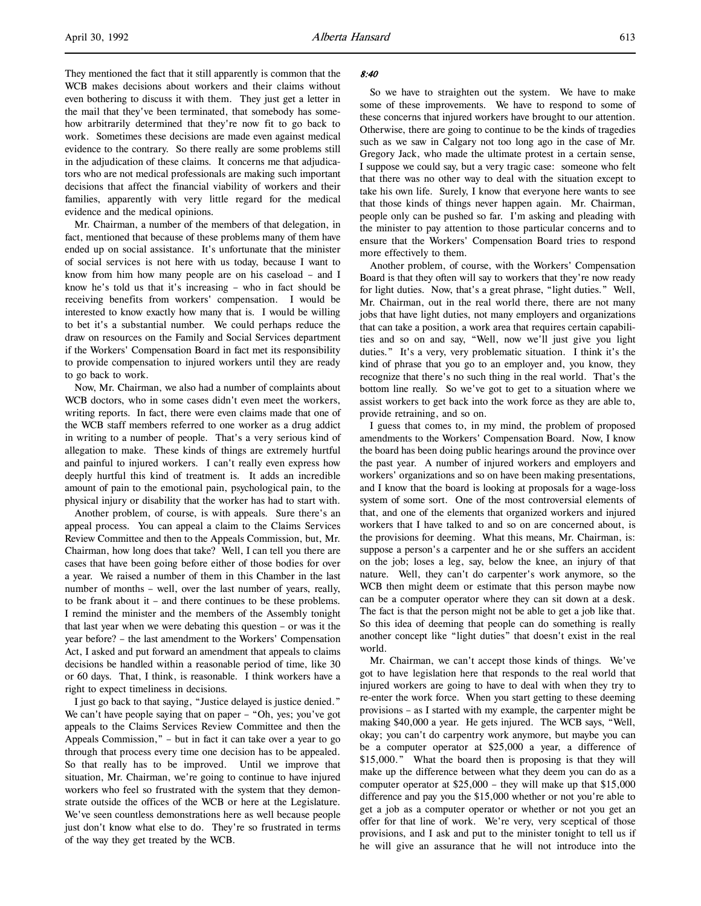They mentioned the fact that it still apparently is common that the WCB makes decisions about workers and their claims without even bothering to discuss it with them. They just get a letter in the mail that they've been terminated, that somebody has somehow arbitrarily determined that they're now fit to go back to work. Sometimes these decisions are made even against medical evidence to the contrary. So there really are some problems still in the adjudication of these claims. It concerns me that adjudicators who are not medical professionals are making such important decisions that affect the financial viability of workers and their families, apparently with very little regard for the medical evidence and the medical opinions.

Mr. Chairman, a number of the members of that delegation, in fact, mentioned that because of these problems many of them have ended up on social assistance. It's unfortunate that the minister of social services is not here with us today, because I want to know from him how many people are on his caseload – and I know he's told us that it's increasing – who in fact should be receiving benefits from workers' compensation. I would be interested to know exactly how many that is. I would be willing to bet it's a substantial number. We could perhaps reduce the draw on resources on the Family and Social Services department if the Workers' Compensation Board in fact met its responsibility to provide compensation to injured workers until they are ready to go back to work.

Now, Mr. Chairman, we also had a number of complaints about WCB doctors, who in some cases didn't even meet the workers, writing reports. In fact, there were even claims made that one of the WCB staff members referred to one worker as a drug addict in writing to a number of people. That's a very serious kind of allegation to make. These kinds of things are extremely hurtful and painful to injured workers. I can't really even express how deeply hurtful this kind of treatment is. It adds an incredible amount of pain to the emotional pain, psychological pain, to the physical injury or disability that the worker has had to start with.

Another problem, of course, is with appeals. Sure there's an appeal process. You can appeal a claim to the Claims Services Review Committee and then to the Appeals Commission, but, Mr. Chairman, how long does that take? Well, I can tell you there are cases that have been going before either of those bodies for over a year. We raised a number of them in this Chamber in the last number of months – well, over the last number of years, really, to be frank about it – and there continues to be these problems. I remind the minister and the members of the Assembly tonight that last year when we were debating this question – or was it the year before? – the last amendment to the Workers' Compensation Act, I asked and put forward an amendment that appeals to claims decisions be handled within a reasonable period of time, like 30 or 60 days. That, I think, is reasonable. I think workers have a right to expect timeliness in decisions.

I just go back to that saying, "Justice delayed is justice denied." We can't have people saying that on paper – "Oh, yes; you've got appeals to the Claims Services Review Committee and then the Appeals Commission," – but in fact it can take over a year to go through that process every time one decision has to be appealed. So that really has to be improved. Until we improve that situation, Mr. Chairman, we're going to continue to have injured workers who feel so frustrated with the system that they demonstrate outside the offices of the WCB or here at the Legislature. We've seen countless demonstrations here as well because people just don't know what else to do. They're so frustrated in terms of the way they get treated by the WCB.

*8:40*

So we have to straighten out the system. We have to make some of these improvements. We have to respond to some of these concerns that injured workers have brought to our attention. Otherwise, there are going to continue to be the kinds of tragedies such as we saw in Calgary not too long ago in the case of Mr. Gregory Jack, who made the ultimate protest in a certain sense, I suppose we could say, but a very tragic case: someone who felt that there was no other way to deal with the situation except to take his own life. Surely, I know that everyone here wants to see that those kinds of things never happen again. Mr. Chairman, people only can be pushed so far. I'm asking and pleading with the minister to pay attention to those particular concerns and to ensure that the Workers' Compensation Board tries to respond more effectively to them.

Another problem, of course, with the Workers' Compensation Board is that they often will say to workers that they're now ready for light duties. Now, that's a great phrase, "light duties." Well, Mr. Chairman, out in the real world there, there are not many jobs that have light duties, not many employers and organizations that can take a position, a work area that requires certain capabilities and so on and say, "Well, now we'll just give you light duties." It's a very, very problematic situation. I think it's the kind of phrase that you go to an employer and, you know, they recognize that there's no such thing in the real world. That's the bottom line really. So we've got to get to a situation where we assist workers to get back into the work force as they are able to, provide retraining, and so on.

I guess that comes to, in my mind, the problem of proposed amendments to the Workers' Compensation Board. Now, I know the board has been doing public hearings around the province over the past year. A number of injured workers and employers and workers' organizations and so on have been making presentations, and I know that the board is looking at proposals for a wage-loss system of some sort. One of the most controversial elements of that, and one of the elements that organized workers and injured workers that I have talked to and so on are concerned about, is the provisions for deeming. What this means, Mr. Chairman, is: suppose a person's a carpenter and he or she suffers an accident on the job; loses a leg, say, below the knee, an injury of that nature. Well, they can't do carpenter's work anymore, so the WCB then might deem or estimate that this person maybe now can be a computer operator where they can sit down at a desk. The fact is that the person might not be able to get a job like that. So this idea of deeming that people can do something is really another concept like "light duties" that doesn't exist in the real world.

Mr. Chairman, we can't accept those kinds of things. We've got to have legislation here that responds to the real world that injured workers are going to have to deal with when they try to re-enter the work force. When you start getting to these deeming provisions – as I started with my example, the carpenter might be making $40,000 a year. He gets injured. The WCB says, "Well, okay; you can't do carpentry work anymore, but maybe you can be a computer operator at $25,000 a year, a difference of $15,000." What the board then is proposing is that they will make up the difference between what they deem you can do as a computer operator at $25,000 – they will make up that $15,000 difference and pay you the $15,000 whether or not you're able to get a job as a computer operator or whether or not you get an offer for that line of work. We're very, very sceptical of those provisions, and I ask and put to the minister tonight to tell us if he will give an assurance that he will not introduce into the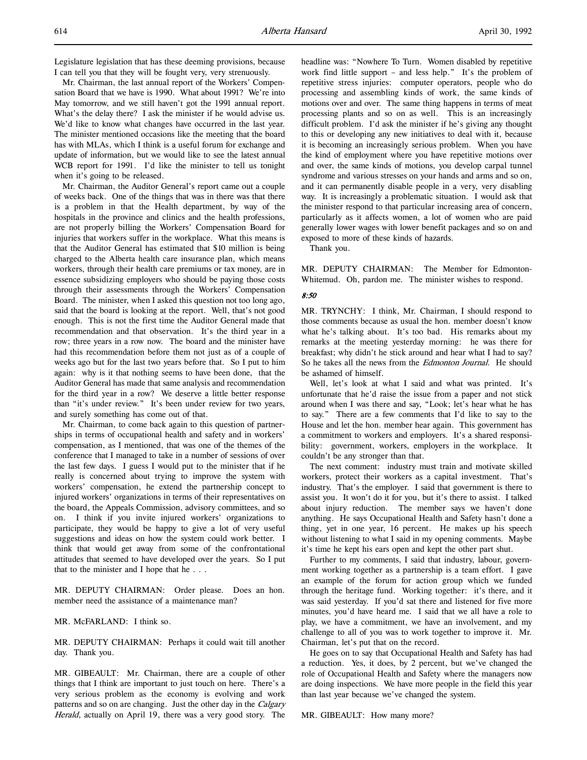Legislature legislation that has these deeming provisions, because I can tell you that they will be fought very, very strenuously.

Mr. Chairman, the last annual report of the Workers' Compensation Board that we have is 1990. What about 1991? We're into May tomorrow, and we still haven't got the 1991 annual report. What's the delay there? I ask the minister if he would advise us. We'd like to know what changes have occurred in the last year. The minister mentioned occasions like the meeting that the board has with MLAs, which I think is a useful forum for exchange and update of information, but we would like to see the latest annual WCB report for 1991. I'd like the minister to tell us tonight when it's going to be released.

Mr. Chairman, the Auditor General's report came out a couple of weeks back. One of the things that was in there was that there is a problem in that the Health department, by way of the hospitals in the province and clinics and the health professions, are not properly billing the Workers' Compensation Board for injuries that workers suffer in the workplace. What this means is that the Auditor General has estimated that $10 million is being charged to the Alberta health care insurance plan, which means workers, through their health care premiums or tax money, are in essence subsidizing employers who should be paying those costs through their assessments through the Workers' Compensation Board. The minister, when I asked this question not too long ago, said that the board is looking at the report. Well, that's not good enough. This is not the first time the Auditor General made that recommendation and that observation. It's the third year in a row; three years in a row now. The board and the minister have had this recommendation before them not just as of a couple of weeks ago but for the last two years before that. So I put to him again: why is it that nothing seems to have been done, that the Auditor General has made that same analysis and recommendation for the third year in a row? We deserve a little better response than "it's under review." It's been under review for two years, and surely something has come out of that.

Mr. Chairman, to come back again to this question of partnerships in terms of occupational health and safety and in workers' compensation, as I mentioned, that was one of the themes of the conference that I managed to take in a number of sessions of over the last few days. I guess I would put to the minister that if he really is concerned about trying to improve the system with workers' compensation, he extend the partnership concept to injured workers' organizations in terms of their representatives on the board, the Appeals Commission, advisory committees, and so on. I think if you invite injured workers' organizations to participate, they would be happy to give a lot of very useful suggestions and ideas on how the system could work better. I think that would get away from some of the confrontational attitudes that seemed to have developed over the years. So I put that to the minister and I hope that he . . .

MR. DEPUTY CHAIRMAN: Order please. Does an hon. member need the assistance of a maintenance man?

MR. McFARLAND: I think so.

MR. DEPUTY CHAIRMAN: Perhaps it could wait till another day. Thank you.

MR. GIBEAULT: Mr. Chairman, there are a couple of other things that I think are important to just touch on here. There's a very serious problem as the economy is evolving and work patterns and so on are changing. Just the other day in the *Calgary Herald*, actually on April 19, there was a very good story. The headline was: "Nowhere To Turn. Women disabled by repetitive work find little support – and less help." It's the problem of repetitive stress injuries: computer operators, people who do processing and assembling kinds of work, the same kinds of motions over and over. The same thing happens in terms of meat processing plants and so on as well. This is an increasingly difficult problem. I'd ask the minister if he's giving any thought to this or developing any new initiatives to deal with it, because it is becoming an increasingly serious problem. When you have the kind of employment where you have repetitive motions over and over, the same kinds of motions, you develop carpal tunnel syndrome and various stresses on your hands and arms and so on, and it can permanently disable people in a very, very disabling way. It is increasingly a problematic situation. I would ask that the minister respond to that particular increasing area of concern, particularly as it affects women, a lot of women who are paid generally lower wages with lower benefit packages and so on and exposed to more of these kinds of hazards.

Thank you.

MR. DEPUTY CHAIRMAN: The Member for Edmonton-Whitemud. Oh, pardon me. The minister wishes to respond.

*8:50*

MR. TRYNCHY: I think, Mr. Chairman, I should respond to those comments because as usual the hon. member doesn't know what he's talking about. It's too bad. His remarks about my remarks at the meeting yesterday morning: he was there for breakfast; why didn't he stick around and hear what I had to say? So he takes all the news from the *Edmonton Journal*. He should be ashamed of himself.

Well, let's look at what I said and what was printed. It's unfortunate that he'd raise the issue from a paper and not stick around when I was there and say, "Look; let's hear what he has to say." There are a few comments that I'd like to say to the House and let the hon. member hear again. This government has a commitment to workers and employers. It's a shared responsibility: government, workers, employers in the workplace. It couldn't be any stronger than that.

The next comment: industry must train and motivate skilled workers, protect their workers as a capital investment. That's industry. That's the employer. I said that government is there to assist you. It won't do it for you, but it's there to assist. I talked about injury reduction. The member says we haven't done anything. He says Occupational Health and Safety hasn't done a thing, yet in one year, 16 percent. He makes up his speech without listening to what I said in my opening comments. Maybe it's time he kept his ears open and kept the other part shut.

Further to my comments, I said that industry, labour, government working together as a partnership is a team effort. I gave an example of the forum for action group which we funded through the heritage fund. Working together: it's there, and it was said yesterday. If you'd sat there and listened for five more minutes, you'd have heard me. I said that we all have a role to play, we have a commitment, we have an involvement, and my challenge to all of you was to work together to improve it. Mr. Chairman, let's put that on the record.

He goes on to say that Occupational Health and Safety has had a reduction. Yes, it does, by 2 percent, but we've changed the role of Occupational Health and Safety where the managers now are doing inspections. We have more people in the field this year than last year because we've changed the system.

MR. GIBEAULT: How many more?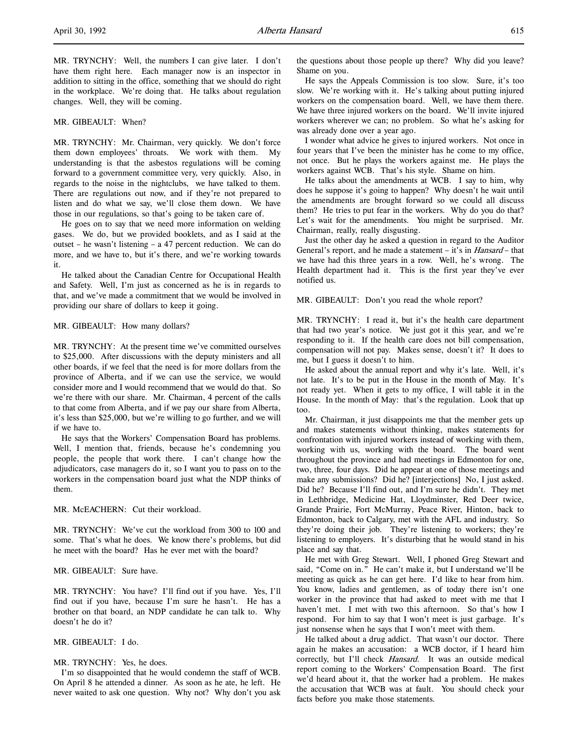MR. TRYNCHY: Well, the numbers I can give later. I don't have them right here. Each manager now is an inspector in addition to sitting in the office, something that we should do right in the workplace. We're doing that. He talks about regulation changes. Well, they will be coming.

MR. GIBEAULT: When?

MR. TRYNCHY: Mr. Chairman, very quickly. We don't force them down employees' throats. We work with them. My understanding is that the asbestos regulations will be coming forward to a government committee very, very quickly. Also, in regards to the noise in the nightclubs, we have talked to them. There are regulations out now, and if they're not prepared to listen and do what we say, we'll close them down. We have those in our regulations, so that's going to be taken care of.

He goes on to say that we need more information on welding gases. We do, but we provided booklets, and as I said at the outset – he wasn't listening – a 47 percent reduction. We can do more, and we have to, but it's there, and we're working towards it.

He talked about the Canadian Centre for Occupational Health and Safety. Well, I'm just as concerned as he is in regards to that, and we've made a commitment that we would be involved in providing our share of dollars to keep it going.

MR. GIBEAULT: How many dollars?

MR. TRYNCHY: At the present time we've committed ourselves to $25,000. After discussions with the deputy ministers and all other boards, if we feel that the need is for more dollars from the province of Alberta, and if we can use the service, we would consider more and I would recommend that we would do that. So we're there with our share. Mr. Chairman, 4 percent of the calls to that come from Alberta, and if we pay our share from Alberta, it's less than $25,000, but we're willing to go further, and we will if we have to.

He says that the Workers' Compensation Board has problems. Well, I mention that, friends, because he's condemning you people, the people that work there. I can't change how the adjudicators, case managers do it, so I want you to pass on to the workers in the compensation board just what the NDP thinks of them.

MR. McEACHERN: Cut their workload.

MR. TRYNCHY: We've cut the workload from 300 to 100 and some. That's what he does. We know there's problems, but did he meet with the board? Has he ever met with the board?

MR. GIBEAULT: Sure have.

MR. TRYNCHY: You have? I'll find out if you have. Yes, I'll find out if you have, because I'm sure he hasn't. He has a brother on that board, an NDP candidate he can talk to. Why doesn't he do it?

MR. GIBEAULT: I do.

MR. TRYNCHY: Yes, he does.

I'm so disappointed that he would condemn the staff of WCB. On April 8 he attended a dinner. As soon as he ate, he left. He never waited to ask one question. Why not? Why don't you ask the questions about those people up there? Why did you leave? Shame on you.

He says the Appeals Commission is too slow. Sure, it's too slow. We're working with it. He's talking about putting injured workers on the compensation board. Well, we have them there. We have three injured workers on the board. We'll invite injured workers wherever we can; no problem. So what he's asking for was already done over a year ago.

I wonder what advice he gives to injured workers. Not once in four years that I've been the minister has he come to my office, not once. But he plays the workers against me. He plays the workers against WCB. That's his style. Shame on him.

He talks about the amendments at WCB. I say to him, why does he suppose it's going to happen? Why doesn't he wait until the amendments are brought forward so we could all discuss them? He tries to put fear in the workers. Why do you do that? Let's wait for the amendments. You might be surprised. Mr. Chairman, really, really disgusting.

Just the other day he asked a question in regard to the Auditor General's report, and he made a statement – it's in *Hansard* – that we have had this three years in a row. Well, he's wrong. The Health department had it. This is the first year they've ever notified us.

MR. GIBEAULT: Don't you read the whole report?

MR. TRYNCHY: I read it, but it's the health care department that had two year's notice. We just got it this year, and we're responding to it. If the health care does not bill compensation, compensation will not pay. Makes sense, doesn't it? It does to me, but I guess it doesn't to him.

He asked about the annual report and why it's late. Well, it's not late. It's to be put in the House in the month of May. It's not ready yet. When it gets to my office, I will table it in the House. In the month of May: that's the regulation. Look that up too.

Mr. Chairman, it just disappoints me that the member gets up and makes statements without thinking, makes statements for confrontation with injured workers instead of working with them, working with us, working with the board. The board went throughout the province and had meetings in Edmonton for one, two, three, four days. Did he appear at one of those meetings and make any submissions? Did he? [interjections] No, I just asked. Did he? Because I'll find out, and I'm sure he didn't. They met in Lethbridge, Medicine Hat, Lloydminster, Red Deer twice, Grande Prairie, Fort McMurray, Peace River, Hinton, back to Edmonton, back to Calgary, met with the AFL and industry. So they're doing their job. They're listening to workers; they're listening to employers. It's disturbing that he would stand in his place and say that.

He met with Greg Stewart. Well, I phoned Greg Stewart and said, "Come on in." He can't make it, but I understand we'll be meeting as quick as he can get here. I'd like to hear from him. You know, ladies and gentlemen, as of today there isn't one worker in the province that had asked to meet with me that I haven't met. I met with two this afternoon. So that's how I respond. For him to say that I won't meet is just garbage. It's just nonsense when he says that I won't meet with them.

He talked about a drug addict. That wasn't our doctor. There again he makes an accusation: a WCB doctor, if I heard him correctly, but I'll check *Hansard*. It was an outside medical report coming to the Workers' Compensation Board. The first we'd heard about it, that the worker had a problem. He makes the accusation that WCB was at fault. You should check your facts before you make those statements.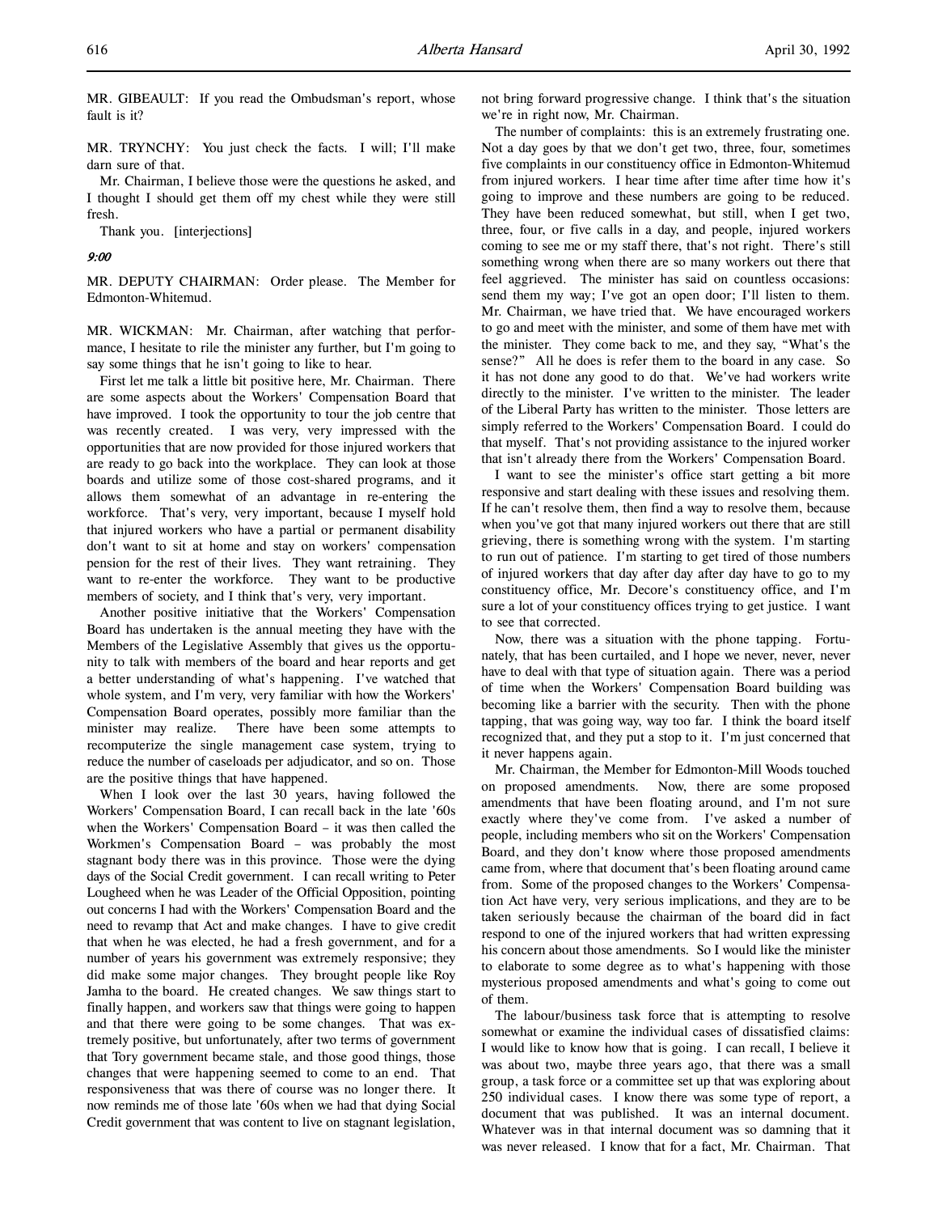MR. GIBEAULT: If you read the Ombudsman's report, whose fault is it?

MR. TRYNCHY: You just check the facts. I will; I'll make darn sure of that.

Mr. Chairman, I believe those were the questions he asked, and I thought I should get them off my chest while they were still fresh.

Thank you. [interjections]

*9:00*

MR. DEPUTY CHAIRMAN: Order please. The Member for Edmonton-Whitemud.

MR. WICKMAN: Mr. Chairman, after watching that performance, I hesitate to rile the minister any further, but I'm going to say some things that he isn't going to like to hear.

First let me talk a little bit positive here, Mr. Chairman. There are some aspects about the Workers' Compensation Board that have improved. I took the opportunity to tour the job centre that was recently created. I was very, very impressed with the opportunities that are now provided for those injured workers that are ready to go back into the workplace. They can look at those boards and utilize some of those cost-shared programs, and it allows them somewhat of an advantage in re-entering the workforce. That's very, very important, because I myself hold that injured workers who have a partial or permanent disability don't want to sit at home and stay on workers' compensation pension for the rest of their lives. They want retraining. They want to re-enter the workforce. They want to be productive members of society, and I think that's very, very important.

Another positive initiative that the Workers' Compensation Board has undertaken is the annual meeting they have with the Members of the Legislative Assembly that gives us the opportunity to talk with members of the board and hear reports and get a better understanding of what's happening. I've watched that whole system, and I'm very, very familiar with how the Workers' Compensation Board operates, possibly more familiar than the minister may realize. There have been some attempts to recomputerize the single management case system, trying to reduce the number of caseloads per adjudicator, and so on. Those are the positive things that have happened.

When I look over the last 30 years, having followed the Workers' Compensation Board, I can recall back in the late '60s when the Workers' Compensation Board – it was then called the Workmen's Compensation Board – was probably the most stagnant body there was in this province. Those were the dying days of the Social Credit government. I can recall writing to Peter Lougheed when he was Leader of the Official Opposition, pointing out concerns I had with the Workers' Compensation Board and the need to revamp that Act and make changes. I have to give credit that when he was elected, he had a fresh government, and for a number of years his government was extremely responsive; they did make some major changes. They brought people like Roy Jamha to the board. He created changes. We saw things start to finally happen, and workers saw that things were going to happen and that there were going to be some changes. That was extremely positive, but unfortunately, after two terms of government that Tory government became stale, and those good things, those changes that were happening seemed to come to an end. That responsiveness that was there of course was no longer there. It now reminds me of those late '60s when we had that dying Social Credit government that was content to live on stagnant legislation, not bring forward progressive change. I think that's the situation we're in right now, Mr. Chairman.

The number of complaints: this is an extremely frustrating one. Not a day goes by that we don't get two, three, four, sometimes five complaints in our constituency office in Edmonton-Whitemud from injured workers. I hear time after time after time how it's going to improve and these numbers are going to be reduced. They have been reduced somewhat, but still, when I get two, three, four, or five calls in a day, and people, injured workers coming to see me or my staff there, that's not right. There's still something wrong when there are so many workers out there that feel aggrieved. The minister has said on countless occasions: send them my way; I've got an open door; I'll listen to them. Mr. Chairman, we have tried that. We have encouraged workers to go and meet with the minister, and some of them have met with the minister. They come back to me, and they say, "What's the sense?" All he does is refer them to the board in any case. So it has not done any good to do that. We've had workers write directly to the minister. I've written to the minister. The leader of the Liberal Party has written to the minister. Those letters are simply referred to the Workers' Compensation Board. I could do that myself. That's not providing assistance to the injured worker that isn't already there from the Workers' Compensation Board.

I want to see the minister's office start getting a bit more responsive and start dealing with these issues and resolving them. If he can't resolve them, then find a way to resolve them, because when you've got that many injured workers out there that are still grieving, there is something wrong with the system. I'm starting to run out of patience. I'm starting to get tired of those numbers of injured workers that day after day after day have to go to my constituency office, Mr. Decore's constituency office, and I'm sure a lot of your constituency offices trying to get justice. I want to see that corrected.

Now, there was a situation with the phone tapping. Fortunately, that has been curtailed, and I hope we never, never, never have to deal with that type of situation again. There was a period of time when the Workers' Compensation Board building was becoming like a barrier with the security. Then with the phone tapping, that was going way, way too far. I think the board itself recognized that, and they put a stop to it. I'm just concerned that it never happens again.

Mr. Chairman, the Member for Edmonton-Mill Woods touched on proposed amendments. Now, there are some proposed amendments that have been floating around, and I'm not sure exactly where they've come from. I've asked a number of people, including members who sit on the Workers' Compensation Board, and they don't know where those proposed amendments came from, where that document that's been floating around came from. Some of the proposed changes to the Workers' Compensation Act have very, very serious implications, and they are to be taken seriously because the chairman of the board did in fact respond to one of the injured workers that had written expressing his concern about those amendments. So I would like the minister to elaborate to some degree as to what's happening with those mysterious proposed amendments and what's going to come out of them.

The labour/business task force that is attempting to resolve somewhat or examine the individual cases of dissatisfied claims: I would like to know how that is going. I can recall, I believe it was about two, maybe three years ago, that there was a small group, a task force or a committee set up that was exploring about 250 individual cases. I know there was some type of report, a document that was published. It was an internal document. Whatever was in that internal document was so damning that it was never released. I know that for a fact, Mr. Chairman. That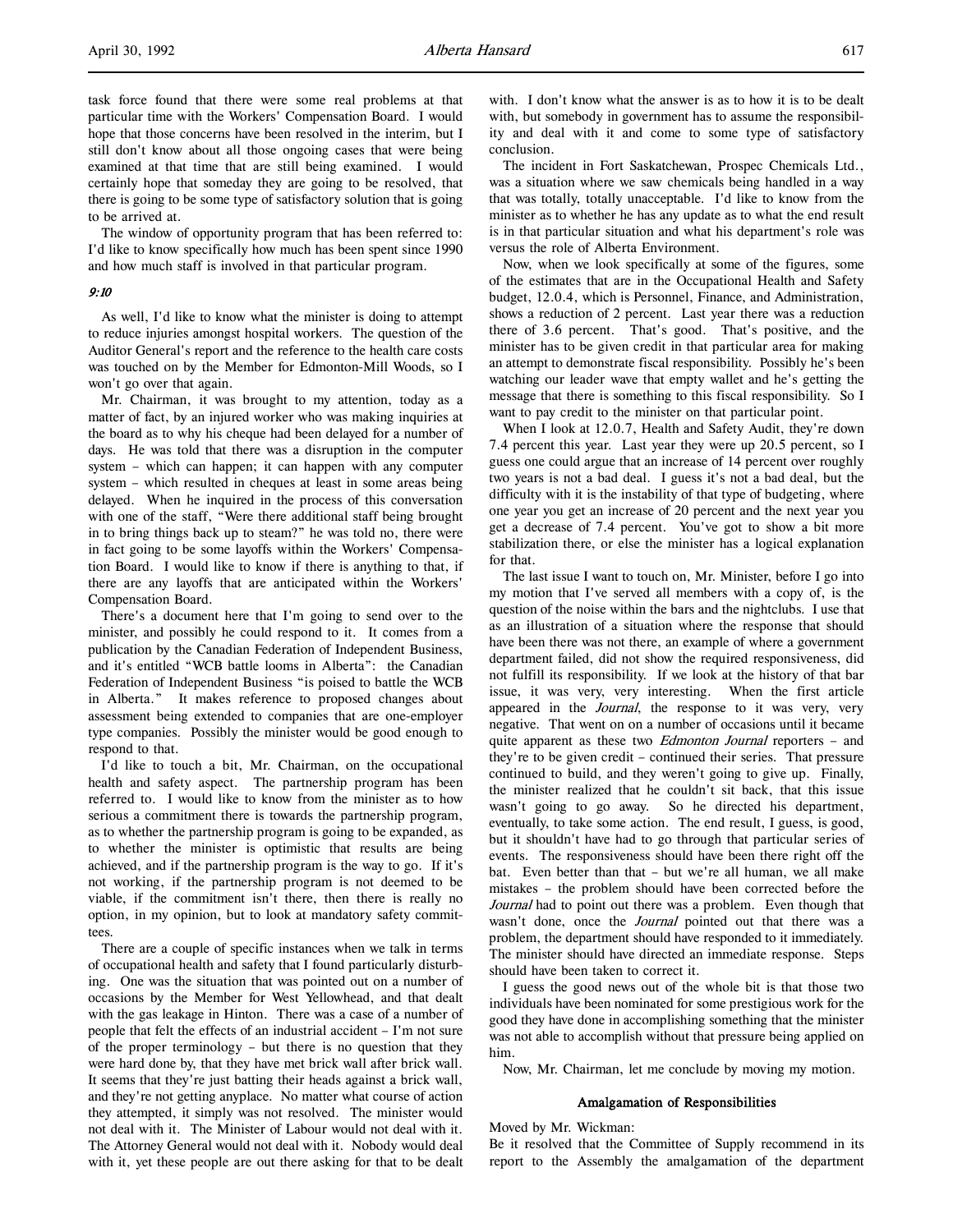task force found that there were some real problems at that particular time with the Workers' Compensation Board. I would hope that those concerns have been resolved in the interim, but I still don't know about all those ongoing cases that were being examined at that time that are still being examined. I would certainly hope that someday they are going to be resolved, that there is going to be some type of satisfactory solution that is going to be arrived at.

The window of opportunity program that has been referred to: I'd like to know specifically how much has been spent since 1990 and how much staff is involved in that particular program.

*9:10*

As well, I'd like to know what the minister is doing to attempt to reduce injuries amongst hospital workers. The question of the Auditor General's report and the reference to the health care costs was touched on by the Member for Edmonton-Mill Woods, so I won't go over that again.

Mr. Chairman, it was brought to my attention, today as a matter of fact, by an injured worker who was making inquiries at the board as to why his cheque had been delayed for a number of days. He was told that there was a disruption in the computer system – which can happen; it can happen with any computer system – which resulted in cheques at least in some areas being delayed. When he inquired in the process of this conversation with one of the staff, "Were there additional staff being brought in to bring things back up to steam?" he was told no, there were in fact going to be some layoffs within the Workers' Compensation Board. I would like to know if there is anything to that, if there are any layoffs that are anticipated within the Workers' Compensation Board.

There's a document here that I'm going to send over to the minister, and possibly he could respond to it. It comes from a publication by the Canadian Federation of Independent Business, and it's entitled "WCB battle looms in Alberta": the Canadian Federation of Independent Business "is poised to battle the WCB in Alberta." It makes reference to proposed changes about assessment being extended to companies that are one-employer type companies. Possibly the minister would be good enough to respond to that.

I'd like to touch a bit, Mr. Chairman, on the occupational health and safety aspect. The partnership program has been referred to. I would like to know from the minister as to how serious a commitment there is towards the partnership program, as to whether the partnership program is going to be expanded, as to whether the minister is optimistic that results are being achieved, and if the partnership program is the way to go. If it's not working, if the partnership program is not deemed to be viable, if the commitment isn't there, then there is really no option, in my opinion, but to look at mandatory safety committees.

There are a couple of specific instances when we talk in terms of occupational health and safety that I found particularly disturbing. One was the situation that was pointed out on a number of occasions by the Member for West Yellowhead, and that dealt with the gas leakage in Hinton. There was a case of a number of people that felt the effects of an industrial accident – I'm not sure of the proper terminology – but there is no question that they were hard done by, that they have met brick wall after brick wall. It seems that they're just batting their heads against a brick wall, and they're not getting anyplace. No matter what course of action they attempted, it simply was not resolved. The minister would not deal with it. The Minister of Labour would not deal with it. The Attorney General would not deal with it. Nobody would deal with it, yet these people are out there asking for that to be dealt with. I don't know what the answer is as to how it is to be dealt with, but somebody in government has to assume the responsibility and deal with it and come to some type of satisfactory conclusion.

The incident in Fort Saskatchewan, Prospec Chemicals Ltd., was a situation where we saw chemicals being handled in a way that was totally, totally unacceptable. I'd like to know from the minister as to whether he has any update as to what the end result is in that particular situation and what his department's role was versus the role of Alberta Environment.

Now, when we look specifically at some of the figures, some of the estimates that are in the Occupational Health and Safety budget, 12.0.4, which is Personnel, Finance, and Administration, shows a reduction of 2 percent. Last year there was a reduction there of 3.6 percent. That's good. That's positive, and the minister has to be given credit in that particular area for making an attempt to demonstrate fiscal responsibility. Possibly he's been watching our leader wave that empty wallet and he's getting the message that there is something to this fiscal responsibility. So I want to pay credit to the minister on that particular point.

When I look at 12.0.7, Health and Safety Audit, they're down 7.4 percent this year. Last year they were up 20.5 percent, so I guess one could argue that an increase of 14 percent over roughly two years is not a bad deal. I guess it's not a bad deal, but the difficulty with it is the instability of that type of budgeting, where one year you get an increase of 20 percent and the next year you get a decrease of 7.4 percent. You've got to show a bit more stabilization there, or else the minister has a logical explanation for that.

The last issue I want to touch on, Mr. Minister, before I go into my motion that I've served all members with a copy of, is the question of the noise within the bars and the nightclubs. I use that as an illustration of a situation where the response that should have been there was not there, an example of where a government department failed, did not show the required responsiveness, did not fulfill its responsibility. If we look at the history of that bar issue, it was very, very interesting. When the first article appeared in the *Journal*, the response to it was very, very negative. That went on on a number of occasions until it became quite apparent as these two *Edmonton Journal* reporters – and they're to be given credit – continued their series. That pressure continued to build, and they weren't going to give up. Finally, the minister realized that he couldn't sit back, that this issue wasn't going to go away. So he directed his department, eventually, to take some action. The end result, I guess, is good, but it shouldn't have had to go through that particular series of events. The responsiveness should have been there right off the bat. Even better than that – but we're all human, we all make mistakes – the problem should have been corrected before the *Journal* had to point out there was a problem. Even though that wasn't done, once the *Journal* pointed out that there was a problem, the department should have responded to it immediately. The minister should have directed an immediate response. Steps should have been taken to correct it.

I guess the good news out of the whole bit is that those two individuals have been nominated for some prestigious work for the good they have done in accomplishing something that the minister was not able to accomplish without that pressure being applied on him.

Now, Mr. Chairman, let me conclude by moving my motion.

### Amalgamation of Responsibilities

Moved by Mr. Wickman:

Be it resolved that the Committee of Supply recommend in its report to the Assembly the amalgamation of the department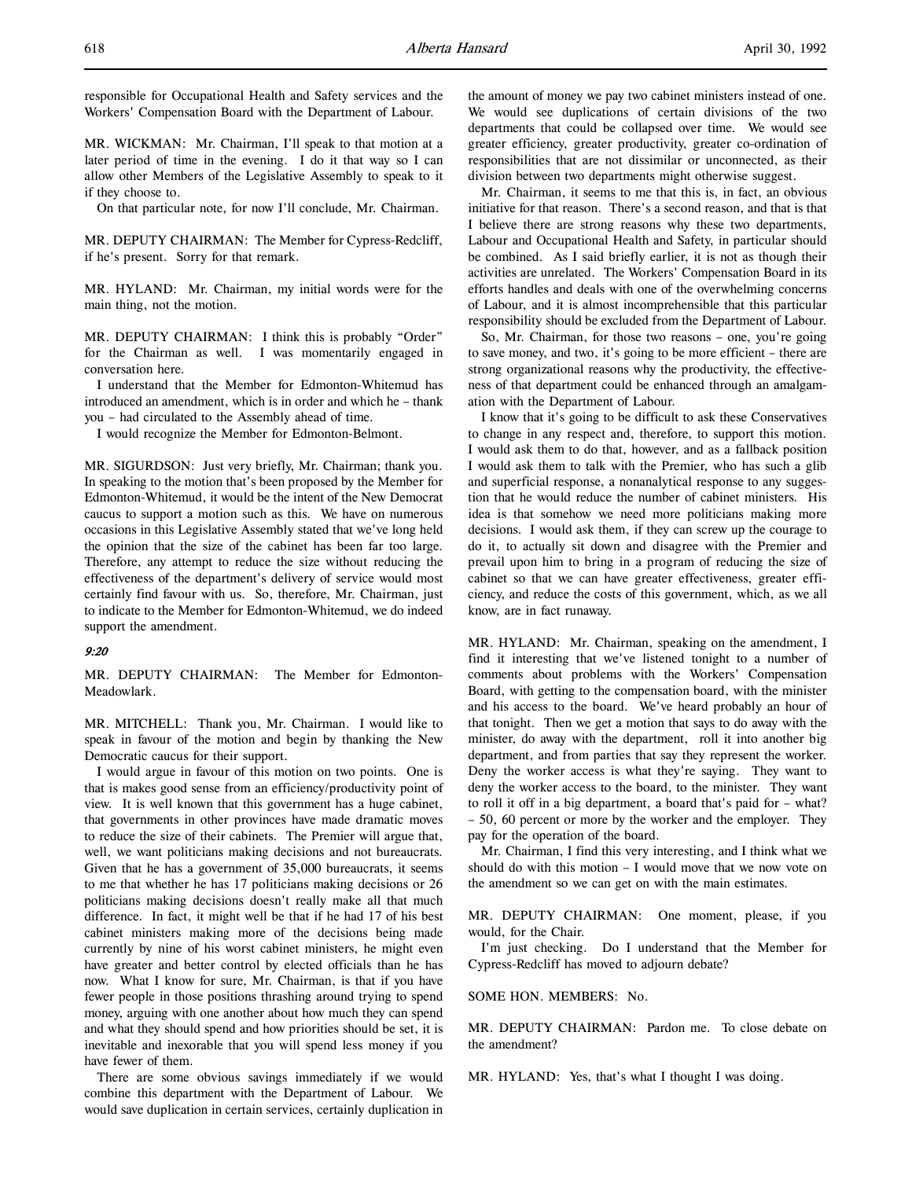responsible for Occupational Health and Safety services and the Workers' Compensation Board with the Department of Labour.

MR. WICKMAN: Mr. Chairman, I'll speak to that motion at a later period of time in the evening. I do it that way so I can allow other Members of the Legislative Assembly to speak to it if they choose to.

On that particular note, for now I'll conclude, Mr. Chairman.

MR. DEPUTY CHAIRMAN: The Member for Cypress-Redcliff, if he's present. Sorry for that remark.

MR. HYLAND: Mr. Chairman, my initial words were for the main thing, not the motion.

MR. DEPUTY CHAIRMAN: I think this is probably "Order" for the Chairman as well. I was momentarily engaged in conversation here.

I understand that the Member for Edmonton-Whitemud has introduced an amendment, which is in order and which he – thank you – had circulated to the Assembly ahead of time.

I would recognize the Member for Edmonton-Belmont.

MR. SIGURDSON: Just very briefly, Mr. Chairman; thank you. In speaking to the motion that's been proposed by the Member for Edmonton-Whitemud, it would be the intent of the New Democrat caucus to support a motion such as this. We have on numerous occasions in this Legislative Assembly stated that we've long held the opinion that the size of the cabinet has been far too large. Therefore, any attempt to reduce the size without reducing the effectiveness of the department's delivery of service would most certainly find favour with us. So, therefore, Mr. Chairman, just to indicate to the Member for Edmonton-Whitemud, we do indeed support the amendment.

*9:20*

MR. DEPUTY CHAIRMAN: The Member for Edmonton-Meadowlark.

MR. MITCHELL: Thank you, Mr. Chairman. I would like to speak in favour of the motion and begin by thanking the New Democratic caucus for their support.

I would argue in favour of this motion on two points. One is that is makes good sense from an efficiency/productivity point of view. It is well known that this government has a huge cabinet, that governments in other provinces have made dramatic moves to reduce the size of their cabinets. The Premier will argue that, well, we want politicians making decisions and not bureaucrats. Given that he has a government of 35,000 bureaucrats, it seems to me that whether he has 17 politicians making decisions or 26 politicians making decisions doesn't really make all that much difference. In fact, it might well be that if he had 17 of his best cabinet ministers making more of the decisions being made currently by nine of his worst cabinet ministers, he might even have greater and better control by elected officials than he has now. What I know for sure, Mr. Chairman, is that if you have fewer people in those positions thrashing around trying to spend money, arguing with one another about how much they can spend and what they should spend and how priorities should be set, it is inevitable and inexorable that you will spend less money if you have fewer of them.

There are some obvious savings immediately if we would combine this department with the Department of Labour. We would save duplication in certain services, certainly duplication in the amount of money we pay two cabinet ministers instead of one. We would see duplications of certain divisions of the two departments that could be collapsed over time. We would see greater efficiency, greater productivity, greater co-ordination of responsibilities that are not dissimilar or unconnected, as their division between two departments might otherwise suggest.

Mr. Chairman, it seems to me that this is, in fact, an obvious initiative for that reason. There's a second reason, and that is that I believe there are strong reasons why these two departments, Labour and Occupational Health and Safety, in particular should be combined. As I said briefly earlier, it is not as though their activities are unrelated. The Workers' Compensation Board in its efforts handles and deals with one of the overwhelming concerns of Labour, and it is almost incomprehensible that this particular responsibility should be excluded from the Department of Labour.

So, Mr. Chairman, for those two reasons – one, you're going to save money, and two, it's going to be more efficient – there are strong organizational reasons why the productivity, the effectiveness of that department could be enhanced through an amalgamation with the Department of Labour.

I know that it's going to be difficult to ask these Conservatives to change in any respect and, therefore, to support this motion. I would ask them to do that, however, and as a fallback position I would ask them to talk with the Premier, who has such a glib and superficial response, a nonanalytical response to any suggestion that he would reduce the number of cabinet ministers. His idea is that somehow we need more politicians making more decisions. I would ask them, if they can screw up the courage to do it, to actually sit down and disagree with the Premier and prevail upon him to bring in a program of reducing the size of cabinet so that we can have greater effectiveness, greater efficiency, and reduce the costs of this government, which, as we all know, are in fact runaway.

MR. HYLAND: Mr. Chairman, speaking on the amendment, I find it interesting that we've listened tonight to a number of comments about problems with the Workers' Compensation Board, with getting to the compensation board, with the minister and his access to the board. We've heard probably an hour of that tonight. Then we get a motion that says to do away with the minister, do away with the department, roll it into another big department, and from parties that say they represent the worker. Deny the worker access is what they're saying. They want to deny the worker access to the board, to the minister. They want to roll it off in a big department, a board that's paid for – what? – 50, 60 percent or more by the worker and the employer. They pay for the operation of the board.

Mr. Chairman, I find this very interesting, and I think what we should do with this motion – I would move that we now vote on the amendment so we can get on with the main estimates.

MR. DEPUTY CHAIRMAN: One moment, please, if you would, for the Chair.

I'm just checking. Do I understand that the Member for Cypress-Redcliff has moved to adjourn debate?

SOME HON. MEMBERS: No.

MR. DEPUTY CHAIRMAN: Pardon me. To close debate on the amendment?

MR. HYLAND: Yes, that's what I thought I was doing.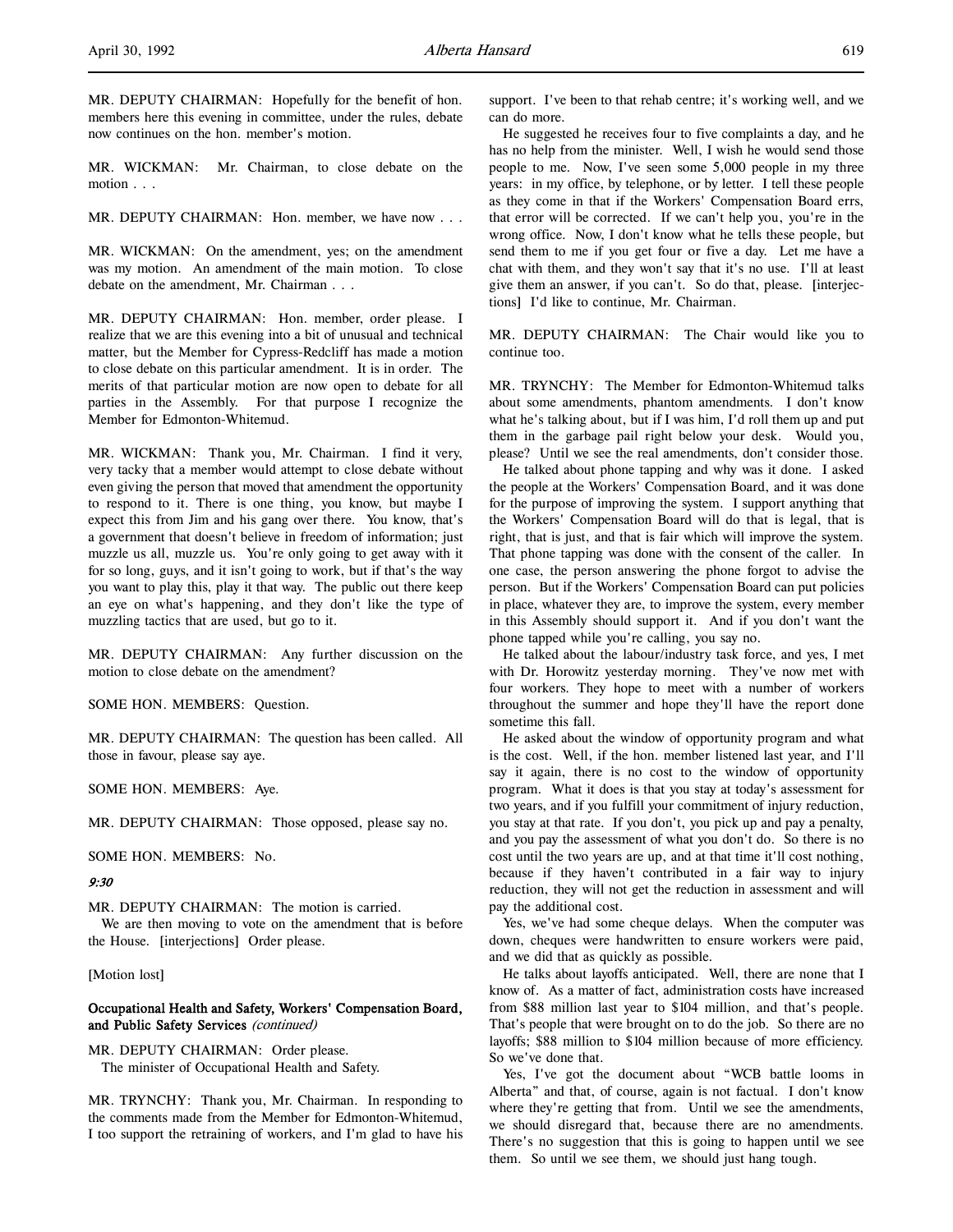MR. DEPUTY CHAIRMAN: Hopefully for the benefit of hon. members here this evening in committee, under the rules, debate now continues on the hon. member's motion.

MR. WICKMAN: Mr. Chairman, to close debate on the motion . . .

MR. DEPUTY CHAIRMAN: Hon. member, we have now . . .

MR. WICKMAN: On the amendment, yes; on the amendment was my motion. An amendment of the main motion. To close debate on the amendment, Mr. Chairman . . .

MR. DEPUTY CHAIRMAN: Hon. member, order please. I realize that we are this evening into a bit of unusual and technical matter, but the Member for Cypress-Redcliff has made a motion to close debate on this particular amendment. It is in order. The merits of that particular motion are now open to debate for all parties in the Assembly. For that purpose I recognize the Member for Edmonton-Whitemud.

MR. WICKMAN: Thank you, Mr. Chairman. I find it very, very tacky that a member would attempt to close debate without even giving the person that moved that amendment the opportunity to respond to it. There is one thing, you know, but maybe I expect this from Jim and his gang over there. You know, that's a government that doesn't believe in freedom of information; just muzzle us all, muzzle us. You're only going to get away with it for so long, guys, and it isn't going to work, but if that's the way you want to play this, play it that way. The public out there keep an eye on what's happening, and they don't like the type of muzzling tactics that are used, but go to it.

MR. DEPUTY CHAIRMAN: Any further discussion on the motion to close debate on the amendment?

SOME HON. MEMBERS: Question.

MR. DEPUTY CHAIRMAN: The question has been called. All those in favour, please say aye.

SOME HON. MEMBERS: Aye.

MR. DEPUTY CHAIRMAN: Those opposed, please say no.

SOME HON. MEMBERS: No.

*9:30*

MR. DEPUTY CHAIRMAN: The motion is carried.

We are then moving to vote on the amendment that is before the House. [interjections] Order please.

[Motion lost]

**Occupational Health and Safety, Workers' Compensation Board, and Public Safety Services** *(continued)*

MR. DEPUTY CHAIRMAN: Order please.

The minister of Occupational Health and Safety.

MR. TRYNCHY: Thank you, Mr. Chairman. In responding to the comments made from the Member for Edmonton-Whitemud, I too support the retraining of workers, and I'm glad to have his support. I've been to that rehab centre; it's working well, and we can do more.

He suggested he receives four to five complaints a day, and he has no help from the minister. Well, I wish he would send those people to me. Now, I've seen some 5,000 people in my three years: in my office, by telephone, or by letter. I tell these people as they come in that if the Workers' Compensation Board errs, that error will be corrected. If we can't help you, you're in the wrong office. Now, I don't know what he tells these people, but send them to me if you get four or five a day. Let me have a chat with them, and they won't say that it's no use. I'll at least give them an answer, if you can't. So do that, please. [interjections] I'd like to continue, Mr. Chairman.

MR. DEPUTY CHAIRMAN: The Chair would like you to continue too.

MR. TRYNCHY: The Member for Edmonton-Whitemud talks about some amendments, phantom amendments. I don't know what he's talking about, but if I was him, I'd roll them up and put them in the garbage pail right below your desk. Would you, please? Until we see the real amendments, don't consider those.

He talked about phone tapping and why was it done. I asked the people at the Workers' Compensation Board, and it was done for the purpose of improving the system. I support anything that the Workers' Compensation Board will do that is legal, that is right, that is just, and that is fair which will improve the system. That phone tapping was done with the consent of the caller. In one case, the person answering the phone forgot to advise the person. But if the Workers' Compensation Board can put policies in place, whatever they are, to improve the system, every member in this Assembly should support it. And if you don't want the phone tapped while you're calling, you say no.

He talked about the labour/industry task force, and yes, I met with Dr. Horowitz yesterday morning. They've now met with four workers. They hope to meet with a number of workers throughout the summer and hope they'll have the report done sometime this fall.

He asked about the window of opportunity program and what is the cost. Well, if the hon. member listened last year, and I'll say it again, there is no cost to the window of opportunity program. What it does is that you stay at today's assessment for two years, and if you fulfill your commitment of injury reduction, you stay at that rate. If you don't, you pick up and pay a penalty, and you pay the assessment of what you don't do. So there is no cost until the two years are up, and at that time it'll cost nothing, because if they haven't contributed in a fair way to injury reduction, they will not get the reduction in assessment and will pay the additional cost.

Yes, we've had some cheque delays. When the computer was down, cheques were handwritten to ensure workers were paid, and we did that as quickly as possible.

He talks about layoffs anticipated. Well, there are none that I know of. As a matter of fact, administration costs have increased from $88 million last year to $104 million, and that's people. That's people that were brought on to do the job. So there are no layoffs; $88 million to $104 million because of more efficiency. So we've done that.

Yes, I've got the document about "WCB battle looms in Alberta" and that, of course, again is not factual. I don't know where they're getting that from. Until we see the amendments, we should disregard that, because there are no amendments. There's no suggestion that this is going to happen until we see them. So until we see them, we should just hang tough.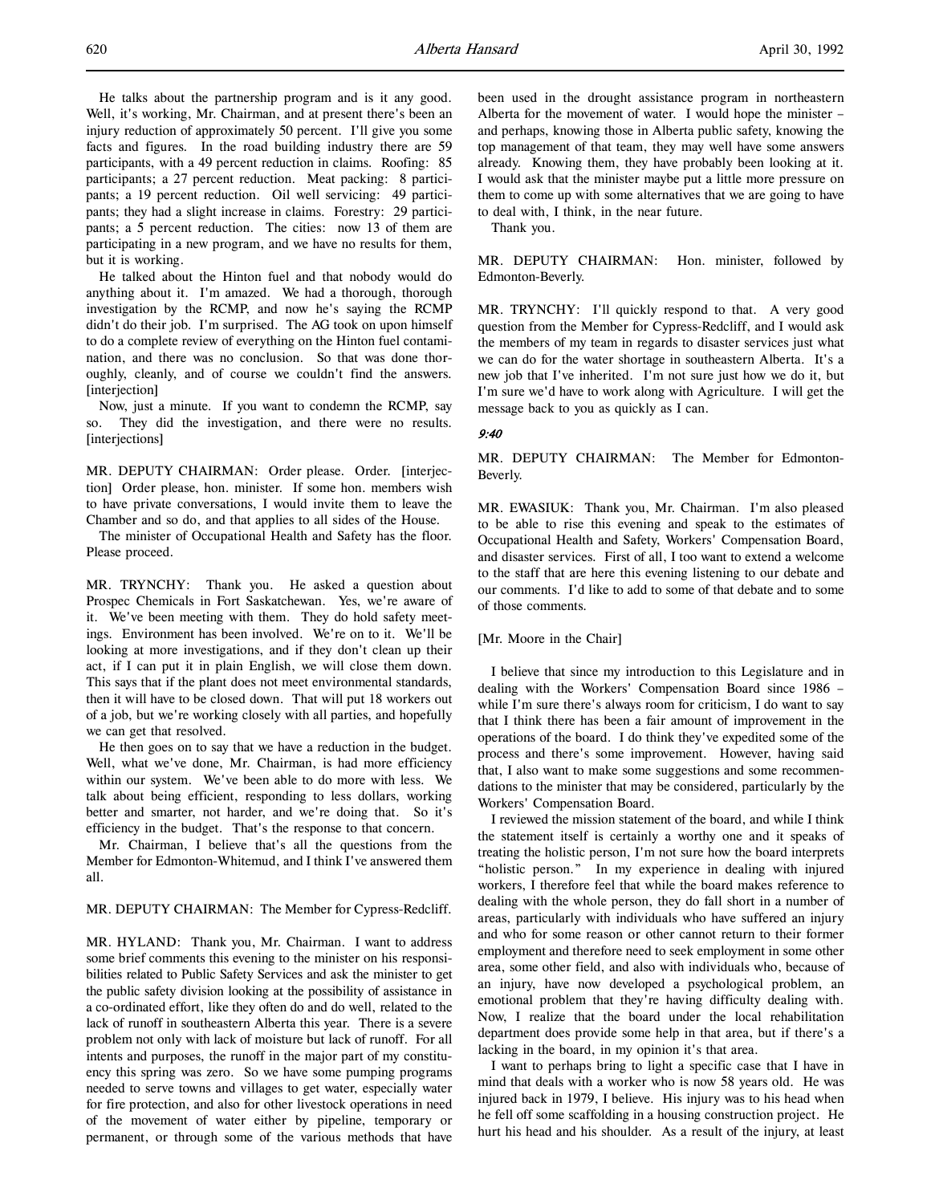He talks about the partnership program and is it any good. Well, it's working, Mr. Chairman, and at present there's been an injury reduction of approximately 50 percent. I'll give you some facts and figures. In the road building industry there are 59 participants, with a 49 percent reduction in claims. Roofing: 85 participants; a 27 percent reduction. Meat packing: 8 participants; a 19 percent reduction. Oil well servicing: 49 participants; they had a slight increase in claims. Forestry: 29 participants; a 5 percent reduction. The cities: now 13 of them are participating in a new program, and we have no results for them, but it is working.

He talked about the Hinton fuel and that nobody would do anything about it. I'm amazed. We had a thorough, thorough investigation by the RCMP, and now he's saying the RCMP didn't do their job. I'm surprised. The AG took on upon himself to do a complete review of everything on the Hinton fuel contamination, and there was no conclusion. So that was done thoroughly, cleanly, and of course we couldn't find the answers. [interjection]

Now, just a minute. If you want to condemn the RCMP, say so. They did the investigation, and there were no results. [interjections]

MR. DEPUTY CHAIRMAN: Order please. Order. [interjection] Order please, hon. minister. If some hon. members wish to have private conversations, I would invite them to leave the Chamber and so do, and that applies to all sides of the House.

The minister of Occupational Health and Safety has the floor. Please proceed.

MR. TRYNCHY: Thank you. He asked a question about Prospec Chemicals in Fort Saskatchewan. Yes, we're aware of it. We've been meeting with them. They do hold safety meetings. Environment has been involved. We're on to it. We'll be looking at more investigations, and if they don't clean up their act, if I can put it in plain English, we will close them down. This says that if the plant does not meet environmental standards, then it will have to be closed down. That will put 18 workers out of a job, but we're working closely with all parties, and hopefully we can get that resolved.

He then goes on to say that we have a reduction in the budget. Well, what we've done, Mr. Chairman, is had more efficiency within our system. We've been able to do more with less. We talk about being efficient, responding to less dollars, working better and smarter, not harder, and we're doing that. So it's efficiency in the budget. That's the response to that concern.

Mr. Chairman, I believe that's all the questions from the Member for Edmonton-Whitemud, and I think I've answered them all.

MR. DEPUTY CHAIRMAN: The Member for Cypress-Redcliff.

MR. HYLAND: Thank you, Mr. Chairman. I want to address some brief comments this evening to the minister on his responsibilities related to Public Safety Services and ask the minister to get the public safety division looking at the possibility of assistance in a co-ordinated effort, like they often do and do well, related to the lack of runoff in southeastern Alberta this year. There is a severe problem not only with lack of moisture but lack of runoff. For all intents and purposes, the runoff in the major part of my constituency this spring was zero. So we have some pumping programs needed to serve towns and villages to get water, especially water for fire protection, and also for other livestock operations in need of the movement of water either by pipeline, temporary or permanent, or through some of the various methods that have been used in the drought assistance program in northeastern Alberta for the movement of water. I would hope the minister – and perhaps, knowing those in Alberta public safety, knowing the top management of that team, they may well have some answers already. Knowing them, they have probably been looking at it. I would ask that the minister maybe put a little more pressure on them to come up with some alternatives that we are going to have to deal with, I think, in the near future.

Thank you.

MR. DEPUTY CHAIRMAN: Hon. minister, followed by Edmonton-Beverly.

MR. TRYNCHY: I'll quickly respond to that. A very good question from the Member for Cypress-Redcliff, and I would ask the members of my team in regards to disaster services just what we can do for the water shortage in southeastern Alberta. It's a new job that I've inherited. I'm not sure just how we do it, but I'm sure we'd have to work along with Agriculture. I will get the message back to you as quickly as I can.

*9:40*

MR. DEPUTY CHAIRMAN: The Member for Edmonton-Beverly.

MR. EWASIUK: Thank you, Mr. Chairman. I'm also pleased to be able to rise this evening and speak to the estimates of Occupational Health and Safety, Workers' Compensation Board, and disaster services. First of all, I too want to extend a welcome to the staff that are here this evening listening to our debate and our comments. I'd like to add to some of that debate and to some of those comments.

[Mr. Moore in the Chair]

I believe that since my introduction to this Legislature and in dealing with the Workers' Compensation Board since 1986 – while I'm sure there's always room for criticism, I do want to say that I think there has been a fair amount of improvement in the operations of the board. I do think they've expedited some of the process and there's some improvement. However, having said that, I also want to make some suggestions and some recommendations to the minister that may be considered, particularly by the Workers' Compensation Board.

I reviewed the mission statement of the board, and while I think the statement itself is certainly a worthy one and it speaks of treating the holistic person, I'm not sure how the board interprets "holistic person." In my experience in dealing with injured workers, I therefore feel that while the board makes reference to dealing with the whole person, they do fall short in a number of areas, particularly with individuals who have suffered an injury and who for some reason or other cannot return to their former employment and therefore need to seek employment in some other area, some other field, and also with individuals who, because of an injury, have now developed a psychological problem, an emotional problem that they're having difficulty dealing with. Now, I realize that the board under the local rehabilitation department does provide some help in that area, but if there's a lacking in the board, in my opinion it's that area.

I want to perhaps bring to light a specific case that I have in mind that deals with a worker who is now 58 years old. He was injured back in 1979, I believe. His injury was to his head when he fell off some scaffolding in a housing construction project. He hurt his head and his shoulder. As a result of the injury, at least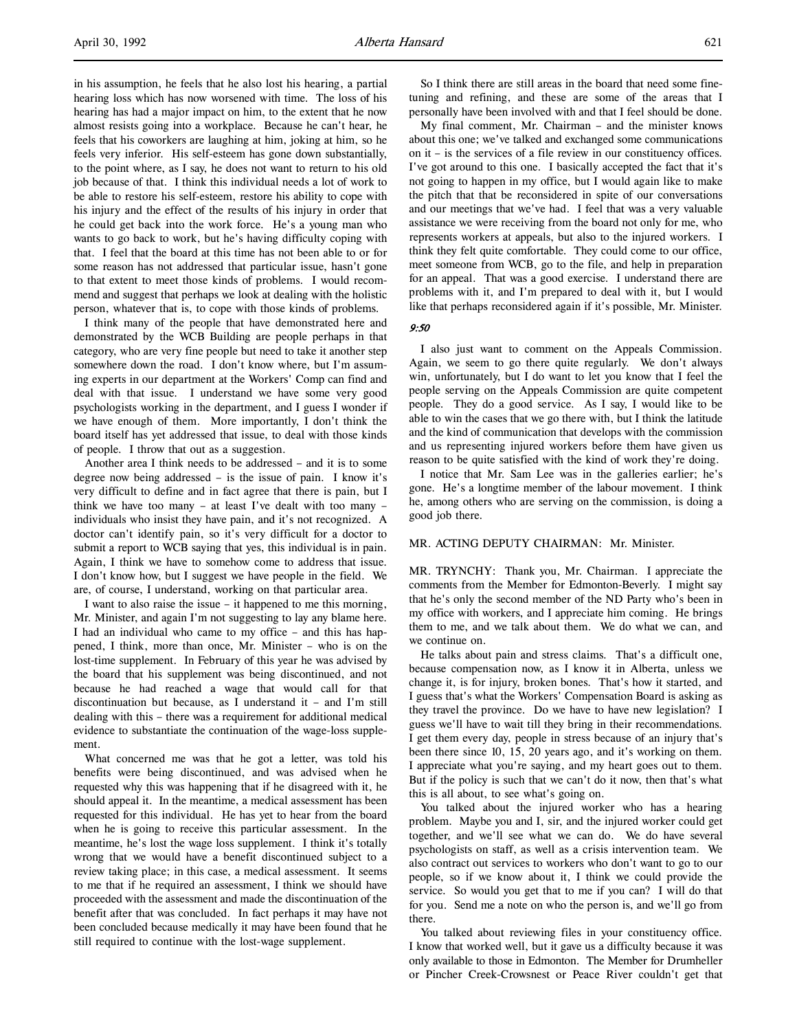in his assumption, he feels that he also lost his hearing, a partial hearing loss which has now worsened with time. The loss of his hearing has had a major impact on him, to the extent that he now almost resists going into a workplace. Because he can't hear, he feels that his coworkers are laughing at him, joking at him, so he feels very inferior. His self-esteem has gone down substantially, to the point where, as I say, he does not want to return to his old job because of that. I think this individual needs a lot of work to be able to restore his self-esteem, restore his ability to cope with his injury and the effect of the results of his injury in order that he could get back into the work force. He's a young man who wants to go back to work, but he's having difficulty coping with that. I feel that the board at this time has not been able to or for some reason has not addressed that particular issue, hasn't gone to that extent to meet those kinds of problems. I would recommend and suggest that perhaps we look at dealing with the holistic person, whatever that is, to cope with those kinds of problems.

I think many of the people that have demonstrated here and demonstrated by the WCB Building are people perhaps in that category, who are very fine people but need to take it another step somewhere down the road. I don't know where, but I'm assuming experts in our department at the Workers' Comp can find and deal with that issue. I understand we have some very good psychologists working in the department, and I guess I wonder if we have enough of them. More importantly, I don't think the board itself has yet addressed that issue, to deal with those kinds of people. I throw that out as a suggestion.

Another area I think needs to be addressed – and it is to some degree now being addressed – is the issue of pain. I know it's very difficult to define and in fact agree that there is pain, but I think we have too many – at least I've dealt with too many – individuals who insist they have pain, and it's not recognized. A doctor can't identify pain, so it's very difficult for a doctor to submit a report to WCB saying that yes, this individual is in pain. Again, I think we have to somehow come to address that issue. I don't know how, but I suggest we have people in the field. We are, of course, I understand, working on that particular area.

I want to also raise the issue – it happened to me this morning, Mr. Minister, and again I'm not suggesting to lay any blame here. I had an individual who came to my office – and this has happened, I think, more than once, Mr. Minister – who is on the lost-time supplement. In February of this year he was advised by the board that his supplement was being discontinued, and not because he had reached a wage that would call for that discontinuation but because, as I understand it – and I'm still dealing with this – there was a requirement for additional medical evidence to substantiate the continuation of the wage-loss supplement.

What concerned me was that he got a letter, was told his benefits were being discontinued, and was advised when he requested why this was happening that if he disagreed with it, he should appeal it. In the meantime, a medical assessment has been requested for this individual. He has yet to hear from the board when he is going to receive this particular assessment. In the meantime, he's lost the wage loss supplement. I think it's totally wrong that we would have a benefit discontinued subject to a review taking place; in this case, a medical assessment. It seems to me that if he required an assessment, I think we should have proceeded with the assessment and made the discontinuation of the benefit after that was concluded. In fact perhaps it may have not been concluded because medically it may have been found that he still required to continue with the lost-wage supplement.

So I think there are still areas in the board that need some fine-tuning and refining, and these are some of the areas that I personally have been involved with and that I feel should be done.

My final comment, Mr. Chairman – and the minister knows about this one; we've talked and exchanged some communications on it – is the services of a file review in our constituency offices. I've got around to this one. I basically accepted the fact that it's not going to happen in my office, but I would again like to make the pitch that that be reconsidered in spite of our conversations and our meetings that we've had. I feel that was a very valuable assistance we were receiving from the board not only for me, who represents workers at appeals, but also to the injured workers. I think they felt quite comfortable. They could come to our office, meet someone from WCB, go to the file, and help in preparation for an appeal. That was a good exercise. I understand there are problems with it, and I'm prepared to deal with it, but I would like that perhaps reconsidered again if it's possible, Mr. Minister.

*9:50*

I also just want to comment on the Appeals Commission. Again, we seem to go there quite regularly. We don't always win, unfortunately, but I do want to let you know that I feel the people serving on the Appeals Commission are quite competent people. They do a good service. As I say, I would like to be able to win the cases that we go there with, but I think the latitude and the kind of communication that develops with the commission and us representing injured workers before them have given us reason to be quite satisfied with the kind of work they're doing.

I notice that Mr. Sam Lee was in the galleries earlier; he's gone. He's a longtime member of the labour movement. I think he, among others who are serving on the commission, is doing a good job there.

MR. ACTING DEPUTY CHAIRMAN: Mr. Minister.

MR. TRYNCHY: Thank you, Mr. Chairman. I appreciate the comments from the Member for Edmonton-Beverly. I might say that he's only the second member of the ND Party who's been in my office with workers, and I appreciate him coming. He brings them to me, and we talk about them. We do what we can, and we continue on.

He talks about pain and stress claims. That's a difficult one, because compensation now, as I know it in Alberta, unless we change it, is for injury, broken bones. That's how it started, and I guess that's what the Workers' Compensation Board is asking as they travel the province. Do we have to have new legislation? I guess we'll have to wait till they bring in their recommendations. I get them every day, people in stress because of an injury that's been there since 10, 15, 20 years ago, and it's working on them. I appreciate what you're saying, and my heart goes out to them. But if the policy is such that we can't do it now, then that's what this is all about, to see what's going on.

You talked about the injured worker who has a hearing problem. Maybe you and I, sir, and the injured worker could get together, and we'll see what we can do. We do have several psychologists on staff, as well as a crisis intervention team. We also contract out services to workers who don't want to go to our people, so if we know about it, I think we could provide the service. So would you get that to me if you can? I will do that for you. Send me a note on who the person is, and we'll go from there.

You talked about reviewing files in your constituency office. I know that worked well, but it gave us a difficulty because it was only available to those in Edmonton. The Member for Drumheller or Pincher Creek-Crowsnest or Peace River couldn't get that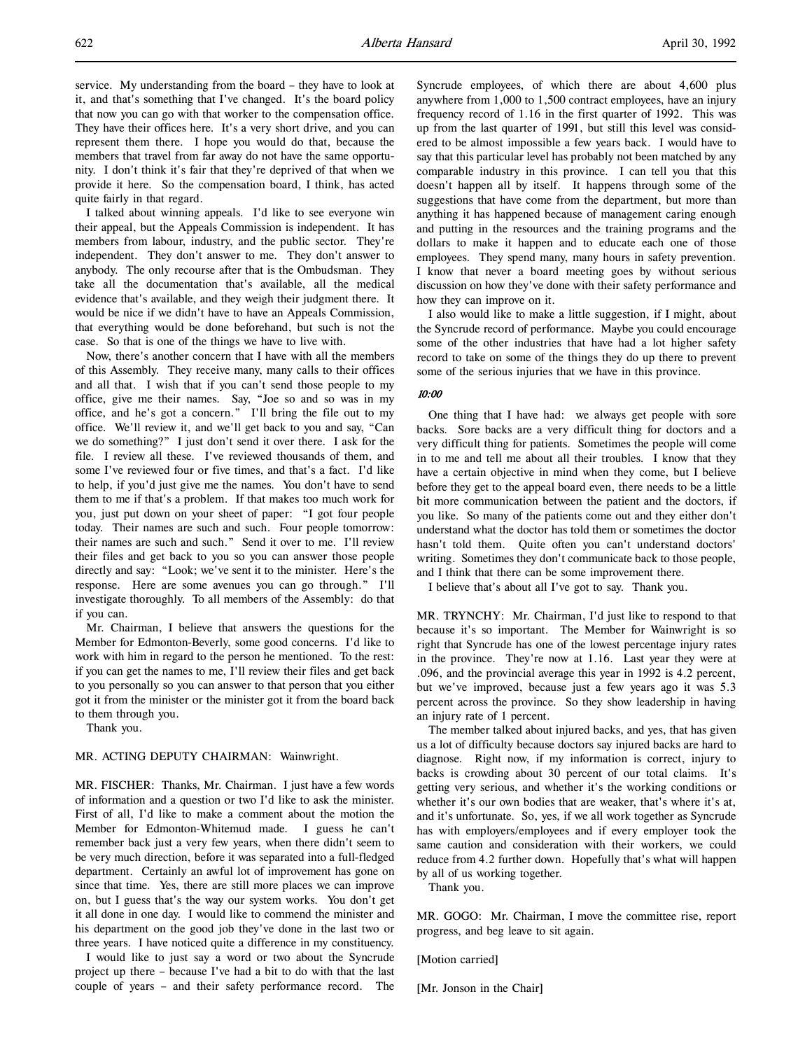service. My understanding from the board – they have to look at it, and that's something that I've changed. It's the board policy that now you can go with that worker to the compensation office. They have their offices here. It's a very short drive, and you can represent them there. I hope you would do that, because the members that travel from far away do not have the same opportunity. I don't think it's fair that they're deprived of that when we provide it here. So the compensation board, I think, has acted quite fairly in that regard.

I talked about winning appeals. I'd like to see everyone win their appeal, but the Appeals Commission is independent. It has members from labour, industry, and the public sector. They're independent. They don't answer to me. They don't answer to anybody. The only recourse after that is the Ombudsman. They take all the documentation that's available, all the medical evidence that's available, and they weigh their judgment there. It would be nice if we didn't have to have an Appeals Commission, that everything would be done beforehand, but such is not the case. So that is one of the things we have to live with.

Now, there's another concern that I have with all the members of this Assembly. They receive many, many calls to their offices and all that. I wish that if you can't send those people to my office, give me their names. Say, "Joe so and so was in my office, and he's got a concern." I'll bring the file out to my office. We'll review it, and we'll get back to you and say, "Can we do something?" I just don't send it over there. I ask for the file. I review all these. I've reviewed thousands of them, and some I've reviewed four or five times, and that's a fact. I'd like to help, if you'd just give me the names. You don't have to send them to me if that's a problem. If that makes too much work for you, just put down on your sheet of paper: "I got four people today. Their names are such and such. Four people tomorrow: their names are such and such." Send it over to me. I'll review their files and get back to you so you can answer those people directly and say: "Look; we've sent it to the minister. Here's the response. Here are some avenues you can go through." I'll investigate thoroughly. To all members of the Assembly: do that if you can.

Mr. Chairman, I believe that answers the questions for the Member for Edmonton-Beverly, some good concerns. I'd like to work with him in regard to the person he mentioned. To the rest: if you can get the names to me, I'll review their files and get back to you personally so you can answer to that person that you either got it from the minister or the minister got it from the board back to them through you.

Thank you.

MR. ACTING DEPUTY CHAIRMAN: Wainwright.

MR. FISCHER: Thanks, Mr. Chairman. I just have a few words of information and a question or two I'd like to ask the minister. First of all, I'd like to make a comment about the motion the Member for Edmonton-Whitemud made. I guess he can't remember back just a very few years, when there didn't seem to be very much direction, before it was separated into a full-fledged department. Certainly an awful lot of improvement has gone on since that time. Yes, there are still more places we can improve on, but I guess that's the way our system works. You don't get it all done in one day. I would like to commend the minister and his department on the good job they've done in the last two or three years. I have noticed quite a difference in my constituency.

I would like to just say a word or two about the Syncrude project up there – because I've had a bit to do with that the last couple of years – and their safety performance record. The Syncrude employees, of which there are about 4,600 plus anywhere from 1,000 to 1,500 contract employees, have an injury frequency record of 1.16 in the first quarter of 1992. This was up from the last quarter of 1991, but still this level was considered to be almost impossible a few years back. I would have to say that this particular level has probably not been matched by any comparable industry in this province. I can tell you that this doesn't happen all by itself. It happens through some of the suggestions that have come from the department, but more than anything it has happened because of management caring enough and putting in the resources and the training programs and the dollars to make it happen and to educate each one of those employees. They spend many, many hours in safety prevention. I know that never a board meeting goes by without serious discussion on how they've done with their safety performance and how they can improve on it.

I also would like to make a little suggestion, if I might, about the Syncrude record of performance. Maybe you could encourage some of the other industries that have had a lot higher safety record to take on some of the things they do up there to prevent some of the serious injuries that we have in this province.

*10:00*

One thing that I have had: we always get people with sore backs. Sore backs are a very difficult thing for doctors and a very difficult thing for patients. Sometimes the people will come in to me and tell me about all their troubles. I know that they have a certain objective in mind when they come, but I believe before they get to the appeal board even, there needs to be a little bit more communication between the patient and the doctors, if you like. So many of the patients come out and they either don't understand what the doctor has told them or sometimes the doctor hasn't told them. Quite often you can't understand doctors' writing. Sometimes they don't communicate back to those people, and I think that there can be some improvement there.

I believe that's about all I've got to say. Thank you.

MR. TRYNCHY: Mr. Chairman, I'd just like to respond to that because it's so important. The Member for Wainwright is so right that Syncrude has one of the lowest percentage injury rates in the province. They're now at 1.16. Last year they were at .096, and the provincial average this year in 1992 is 4.2 percent, but we've improved, because just a few years ago it was 5.3 percent across the province. So they show leadership in having an injury rate of 1 percent.

The member talked about injured backs, and yes, that has given us a lot of difficulty because doctors say injured backs are hard to diagnose. Right now, if my information is correct, injury to backs is crowding about 30 percent of our total claims. It's getting very serious, and whether it's the working conditions or whether it's our own bodies that are weaker, that's where it's at, and it's unfortunate. So, yes, if we all work together as Syncrude has with employers/employees and if every employer took the same caution and consideration with their workers, we could reduce from 4.2 further down. Hopefully that's what will happen by all of us working together.

Thank you.

MR. GOGO: Mr. Chairman, I move the committee rise, report progress, and beg leave to sit again.

[Motion carried]

[Mr. Jonson in the Chair]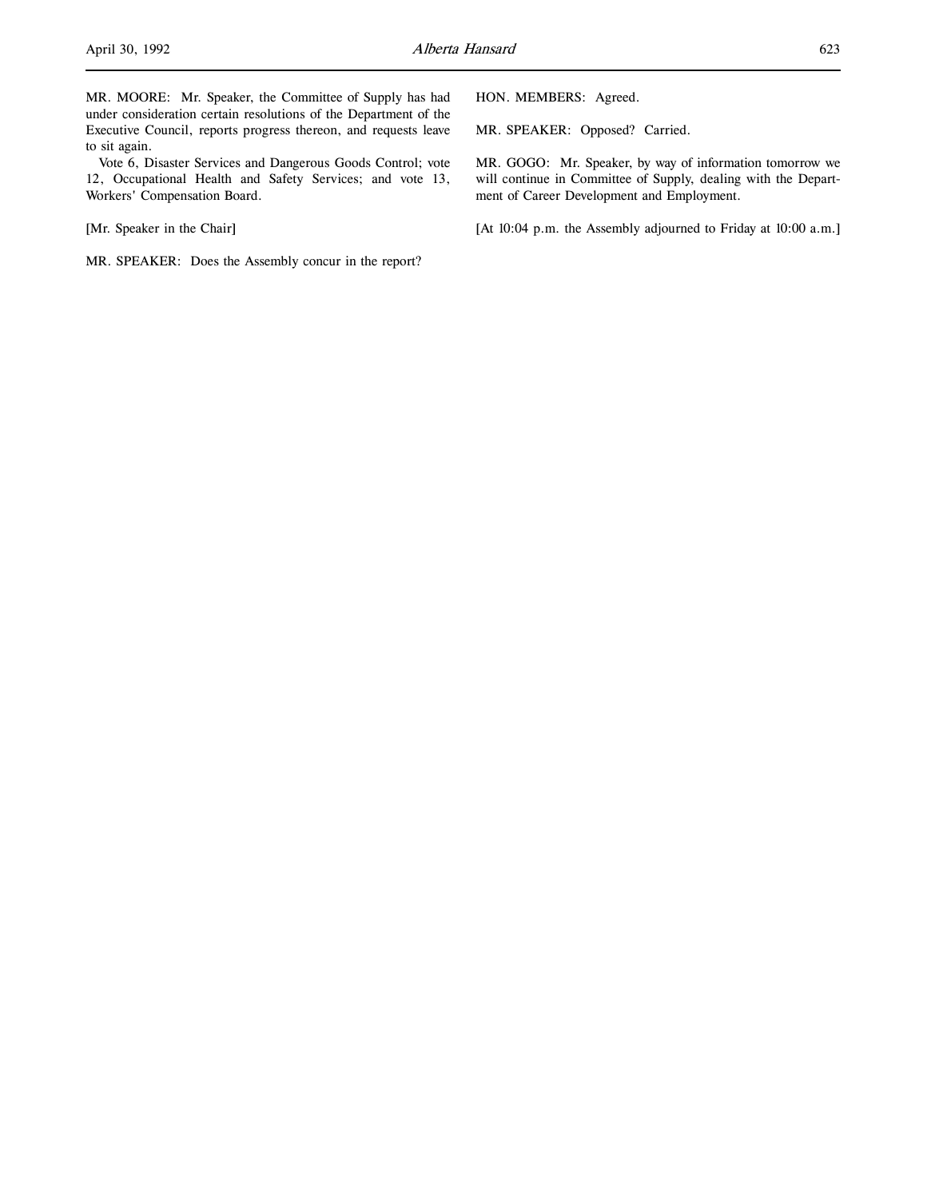MR. MOORE: Mr. Speaker, the Committee of Supply has had under consideration certain resolutions of the Department of the Executive Council, reports progress thereon, and requests leave to sit again.

Vote 6, Disaster Services and Dangerous Goods Control; vote 12, Occupational Health and Safety Services; and vote 13, Workers' Compensation Board.

[Mr. Speaker in the Chair]

MR. SPEAKER: Does the Assembly concur in the report?

HON. MEMBERS: Agreed.

MR. SPEAKER: Opposed? Carried.

MR. GOGO: Mr. Speaker, by way of information tomorrow we will continue in Committee of Supply, dealing with the Department of Career Development and Employment.

[At 10:04 p.m. the Assembly adjourned to Friday at 10:00 a.m.]